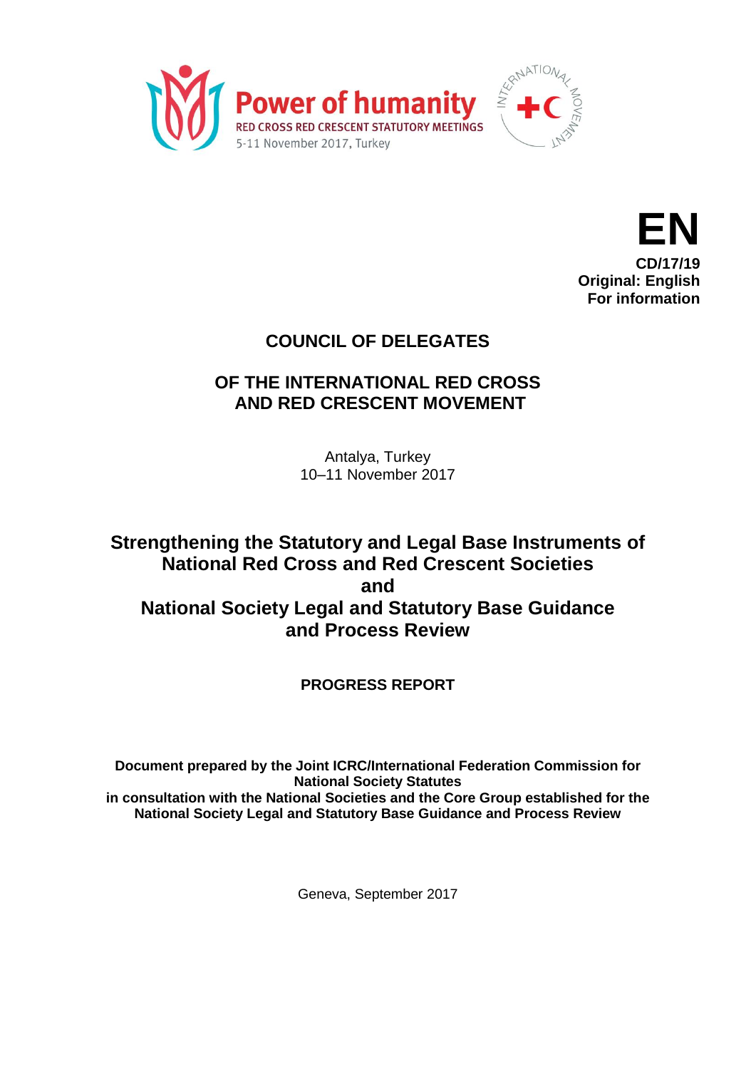Power of humanity
RED CROSS RED CRESCENT STATUTORY MEETINGS
5-11 November 2017, Turkey

INTERNATIONAL MOVEMENT

**EN**
**CD/17/19**
**Original: English**
**For information**

# COUNCIL OF DELEGATES

## OF THE INTERNATIONAL RED CROSS AND RED CRESCENT MOVEMENT

Antalya, Turkey
10–11 November 2017

# Strengthening the Statutory and Legal Base Instruments of National Red Cross and Red Crescent Societies and National Society Legal and Statutory Base Guidance and Process Review

## PROGRESS REPORT

**Document prepared by the Joint ICRC/International Federation Commission for National Society Statutes in consultation with the National Societies and the Core Group established for the National Society Legal and Statutory Base Guidance and Process Review**

Geneva, September 2017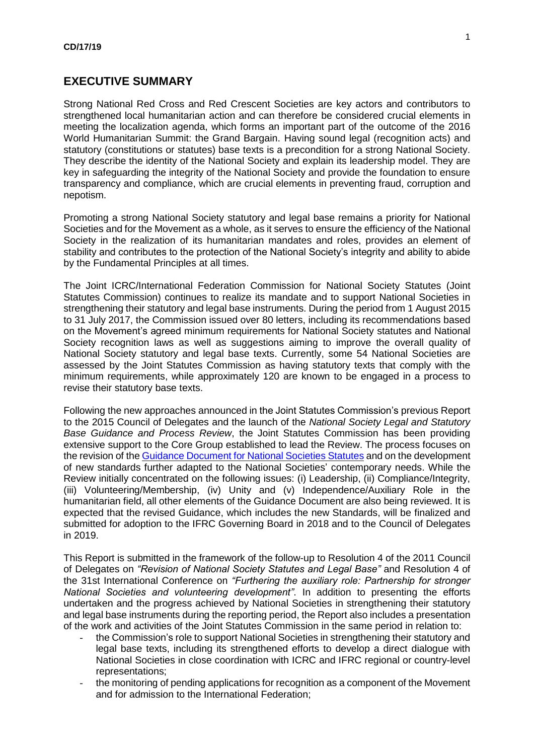CD/17/19

## EXECUTIVE SUMMARY

Strong National Red Cross and Red Crescent Societies are key actors and contributors to strengthened local humanitarian action and can therefore be considered crucial elements in meeting the localization agenda, which forms an important part of the outcome of the 2016 World Humanitarian Summit: the Grand Bargain. Having sound legal (recognition acts) and statutory (constitutions or statutes) base texts is a precondition for a strong National Society. They describe the identity of the National Society and explain its leadership model. They are key in safeguarding the integrity of the National Society and provide the foundation to ensure transparency and compliance, which are crucial elements in preventing fraud, corruption and nepotism.

Promoting a strong National Society statutory and legal base remains a priority for National Societies and for the Movement as a whole, as it serves to ensure the efficiency of the National Society in the realization of its humanitarian mandates and roles, provides an element of stability and contributes to the protection of the National Society's integrity and ability to abide by the Fundamental Principles at all times.

The Joint ICRC/International Federation Commission for National Society Statutes (Joint Statutes Commission) continues to realize its mandate and to support National Societies in strengthening their statutory and legal base instruments. During the period from 1 August 2015 to 31 July 2017, the Commission issued over 80 letters, including its recommendations based on the Movement's agreed minimum requirements for National Society statutes and National Society recognition laws as well as suggestions aiming to improve the overall quality of National Society statutory and legal base texts. Currently, some 54 National Societies are assessed by the Joint Statutes Commission as having statutory texts that comply with the minimum requirements, while approximately 120 are known to be engaged in a process to revise their statutory base texts.

Following the new approaches announced in the Joint Statutes Commission's previous Report to the 2015 Council of Delegates and the launch of the *National Society Legal and Statutory Base Guidance and Process Review*, the Joint Statutes Commission has been providing extensive support to the Core Group established to lead the Review. The process focuses on the revision of the Guidance Document for National Societies Statutes and on the development of new standards further adapted to the National Societies' contemporary needs. While the Review initially concentrated on the following issues: (i) Leadership, (ii) Compliance/Integrity, (iii) Volunteering/Membership, (iv) Unity and (v) Independence/Auxiliary Role in the humanitarian field, all other elements of the Guidance Document are also being reviewed. It is expected that the revised Guidance, which includes the new Standards, will be finalized and submitted for adoption to the IFRC Governing Board in 2018 and to the Council of Delegates in 2019.

This Report is submitted in the framework of the follow-up to Resolution 4 of the 2011 Council of Delegates on *"Revision of National Society Statutes and Legal Base"* and Resolution 4 of the 31st International Conference on *"Furthering the auxiliary role: Partnership for stronger National Societies and volunteering development"*. In addition to presenting the efforts undertaken and the progress achieved by National Societies in strengthening their statutory and legal base instruments during the reporting period, the Report also includes a presentation of the work and activities of the Joint Statutes Commission in the same period in relation to:

- the Commission's role to support National Societies in strengthening their statutory and legal base texts, including its strengthened efforts to develop a direct dialogue with National Societies in close coordination with ICRC and IFRC regional or country-level representations;
- the monitoring of pending applications for recognition as a component of the Movement and for admission to the International Federation;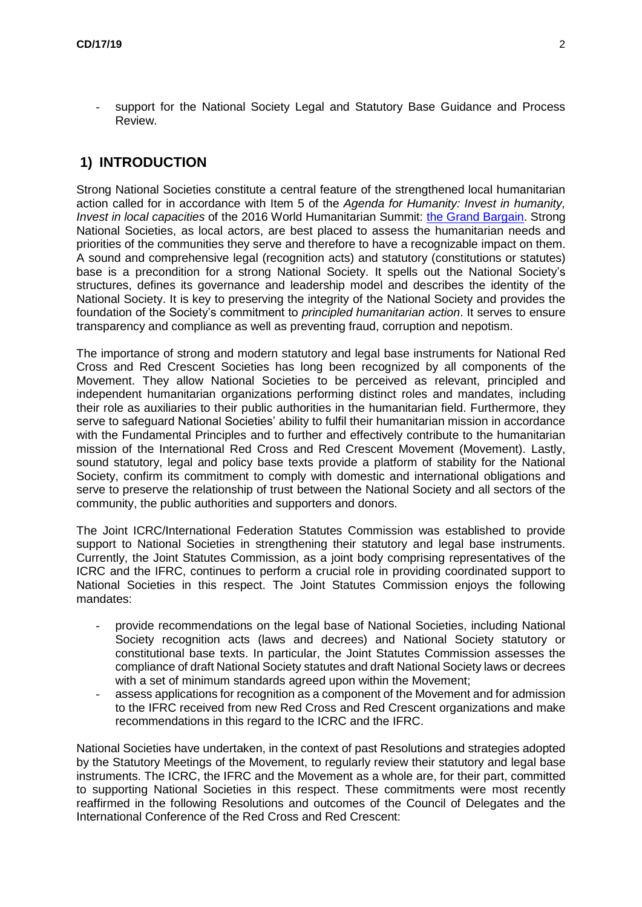- support for the National Society Legal and Statutory Base Guidance and Process Review.

## 1) INTRODUCTION

Strong National Societies constitute a central feature of the strengthened local humanitarian action called for in accordance with Item 5 of the *Agenda for Humanity: Invest in humanity, Invest in local capacities* of the 2016 World Humanitarian Summit: [the Grand Bargain](). Strong National Societies, as local actors, are best placed to assess the humanitarian needs and priorities of the communities they serve and therefore to have a recognizable impact on them. A sound and comprehensive legal (recognition acts) and statutory (constitutions or statutes) base is a precondition for a strong National Society. It spells out the National Society's structures, defines its governance and leadership model and describes the identity of the National Society. It is key to preserving the integrity of the National Society and provides the foundation of the Society's commitment to *principled humanitarian action*. It serves to ensure transparency and compliance as well as preventing fraud, corruption and nepotism.

The importance of strong and modern statutory and legal base instruments for National Red Cross and Red Crescent Societies has long been recognized by all components of the Movement. They allow National Societies to be perceived as relevant, principled and independent humanitarian organizations performing distinct roles and mandates, including their role as auxiliaries to their public authorities in the humanitarian field. Furthermore, they serve to safeguard National Societies' ability to fulfil their humanitarian mission in accordance with the Fundamental Principles and to further and effectively contribute to the humanitarian mission of the International Red Cross and Red Crescent Movement (Movement). Lastly, sound statutory, legal and policy base texts provide a platform of stability for the National Society, confirm its commitment to comply with domestic and international obligations and serve to preserve the relationship of trust between the National Society and all sectors of the community, the public authorities and supporters and donors.

The Joint ICRC/International Federation Statutes Commission was established to provide support to National Societies in strengthening their statutory and legal base instruments. Currently, the Joint Statutes Commission, as a joint body comprising representatives of the ICRC and the IFRC, continues to perform a crucial role in providing coordinated support to National Societies in this respect. The Joint Statutes Commission enjoys the following mandates:

- provide recommendations on the legal base of National Societies, including National Society recognition acts (laws and decrees) and National Society statutory or constitutional base texts. In particular, the Joint Statutes Commission assesses the compliance of draft National Society statutes and draft National Society laws or decrees with a set of minimum standards agreed upon within the Movement;
- assess applications for recognition as a component of the Movement and for admission to the IFRC received from new Red Cross and Red Crescent organizations and make recommendations in this regard to the ICRC and the IFRC.

National Societies have undertaken, in the context of past Resolutions and strategies adopted by the Statutory Meetings of the Movement, to regularly review their statutory and legal base instruments. The ICRC, the IFRC and the Movement as a whole are, for their part, committed to supporting National Societies in this respect. These commitments were most recently reaffirmed in the following Resolutions and outcomes of the Council of Delegates and the International Conference of the Red Cross and Red Crescent: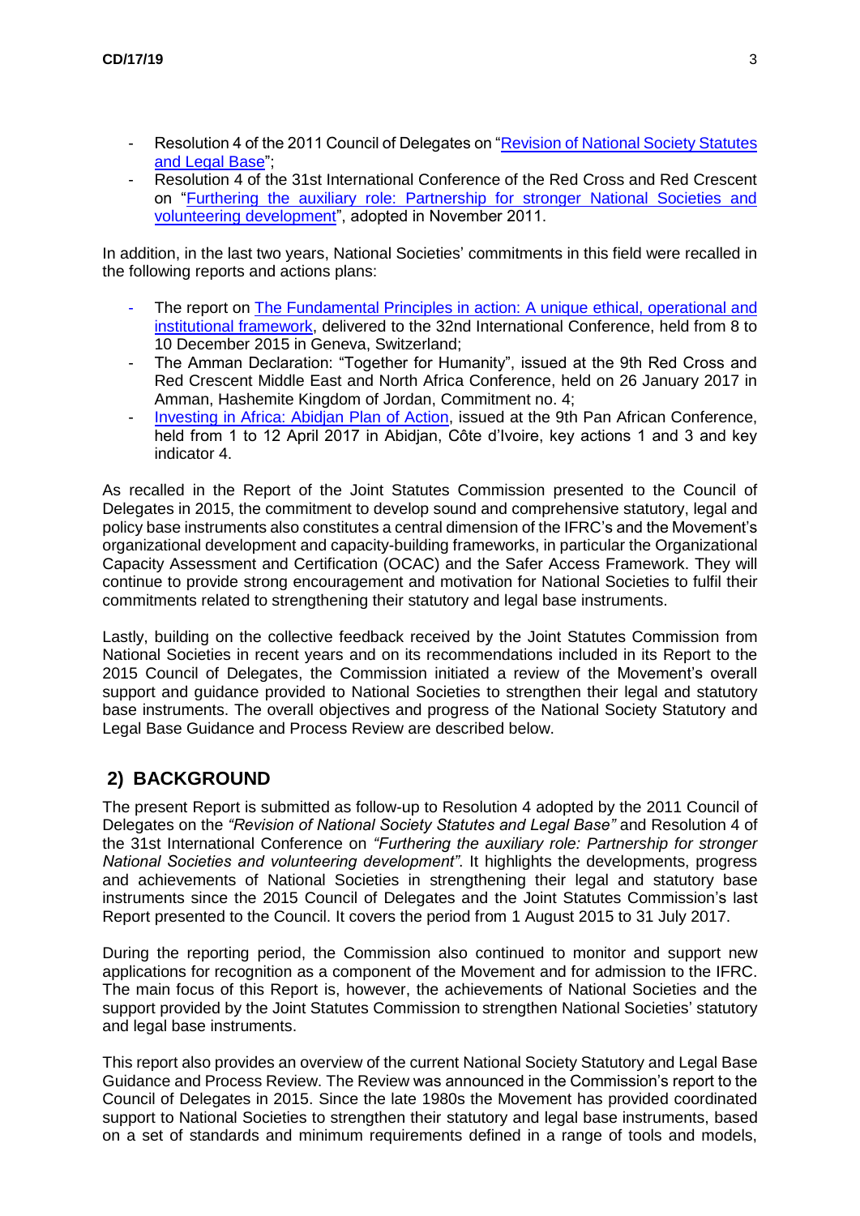- Resolution 4 of the 2011 Council of Delegates on "Revision of National Society Statutes and Legal Base";
- Resolution 4 of the 31st International Conference of the Red Cross and Red Crescent on "Furthering the auxiliary role: Partnership for stronger National Societies and volunteering development", adopted in November 2011.

In addition, in the last two years, National Societies' commitments in this field were recalled in the following reports and actions plans:

- The report on The Fundamental Principles in action: A unique ethical, operational and institutional framework, delivered to the 32nd International Conference, held from 8 to 10 December 2015 in Geneva, Switzerland;
- The Amman Declaration: "Together for Humanity", issued at the 9th Red Cross and Red Crescent Middle East and North Africa Conference, held on 26 January 2017 in Amman, Hashemite Kingdom of Jordan, Commitment no. 4;
- Investing in Africa: Abidjan Plan of Action, issued at the 9th Pan African Conference, held from 1 to 12 April 2017 in Abidjan, Côte d'Ivoire, key actions 1 and 3 and key indicator 4.

As recalled in the Report of the Joint Statutes Commission presented to the Council of Delegates in 2015, the commitment to develop sound and comprehensive statutory, legal and policy base instruments also constitutes a central dimension of the IFRC's and the Movement's organizational development and capacity-building frameworks, in particular the Organizational Capacity Assessment and Certification (OCAC) and the Safer Access Framework. They will continue to provide strong encouragement and motivation for National Societies to fulfil their commitments related to strengthening their statutory and legal base instruments.

Lastly, building on the collective feedback received by the Joint Statutes Commission from National Societies in recent years and on its recommendations included in its Report to the 2015 Council of Delegates, the Commission initiated a review of the Movement's overall support and guidance provided to National Societies to strengthen their legal and statutory base instruments. The overall objectives and progress of the National Society Statutory and Legal Base Guidance and Process Review are described below.

## 2) BACKGROUND

The present Report is submitted as follow-up to Resolution 4 adopted by the 2011 Council of Delegates on the *"Revision of National Society Statutes and Legal Base"* and Resolution 4 of the 31st International Conference on *"Furthering the auxiliary role: Partnership for stronger National Societies and volunteering development"*. It highlights the developments, progress and achievements of National Societies in strengthening their legal and statutory base instruments since the 2015 Council of Delegates and the Joint Statutes Commission's last Report presented to the Council. It covers the period from 1 August 2015 to 31 July 2017.

During the reporting period, the Commission also continued to monitor and support new applications for recognition as a component of the Movement and for admission to the IFRC. The main focus of this Report is, however, the achievements of National Societies and the support provided by the Joint Statutes Commission to strengthen National Societies' statutory and legal base instruments.

This report also provides an overview of the current National Society Statutory and Legal Base Guidance and Process Review. The Review was announced in the Commission's report to the Council of Delegates in 2015. Since the late 1980s the Movement has provided coordinated support to National Societies to strengthen their statutory and legal base instruments, based on a set of standards and minimum requirements defined in a range of tools and models,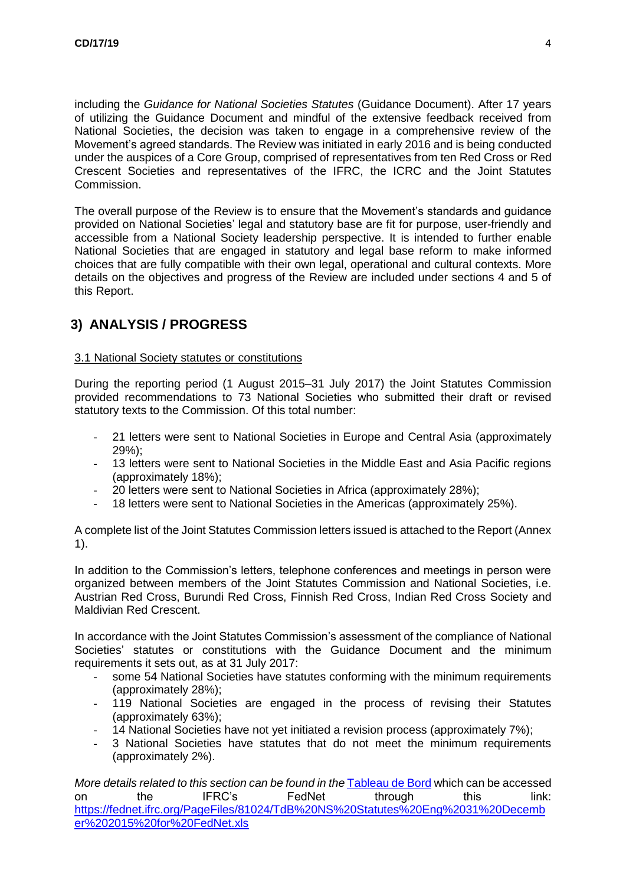including the *Guidance for National Societies Statutes* (Guidance Document). After 17 years of utilizing the Guidance Document and mindful of the extensive feedback received from National Societies, the decision was taken to engage in a comprehensive review of the Movement's agreed standards. The Review was initiated in early 2016 and is being conducted under the auspices of a Core Group, comprised of representatives from ten Red Cross or Red Crescent Societies and representatives of the IFRC, the ICRC and the Joint Statutes Commission.

The overall purpose of the Review is to ensure that the Movement's standards and guidance provided on National Societies' legal and statutory base are fit for purpose, user-friendly and accessible from a National Society leadership perspective. It is intended to further enable National Societies that are engaged in statutory and legal base reform to make informed choices that are fully compatible with their own legal, operational and cultural contexts. More details on the objectives and progress of the Review are included under sections 4 and 5 of this Report.

## 3) ANALYSIS / PROGRESS

### 3.1 National Society statutes or constitutions

During the reporting period (1 August 2015–31 July 2017) the Joint Statutes Commission provided recommendations to 73 National Societies who submitted their draft or revised statutory texts to the Commission. Of this total number:

- 21 letters were sent to National Societies in Europe and Central Asia (approximately 29%);
- 13 letters were sent to National Societies in the Middle East and Asia Pacific regions (approximately 18%);
- 20 letters were sent to National Societies in Africa (approximately 28%);
- 18 letters were sent to National Societies in the Americas (approximately 25%).

A complete list of the Joint Statutes Commission letters issued is attached to the Report (Annex 1).

In addition to the Commission's letters, telephone conferences and meetings in person were organized between members of the Joint Statutes Commission and National Societies, i.e. Austrian Red Cross, Burundi Red Cross, Finnish Red Cross, Indian Red Cross Society and Maldivian Red Crescent.

In accordance with the Joint Statutes Commission's assessment of the compliance of National Societies' statutes or constitutions with the Guidance Document and the minimum requirements it sets out, as at 31 July 2017:

- some 54 National Societies have statutes conforming with the minimum requirements (approximately 28%);
- 119 National Societies are engaged in the process of revising their Statutes (approximately 63%);
- 14 National Societies have not yet initiated a revision process (approximately 7%);
- 3 National Societies have statutes that do not meet the minimum requirements (approximately 2%).

*More details related to this section can be found in the* [Tableau de Bord](https://fednet.ifrc.org/PageFiles/81024/TdB%20NS%20Statutes%20Eng%2031%20December%202015%20for%20FedNet.xls) which can be accessed on the IFRC's FedNet through this link: https://fednet.ifrc.org/PageFiles/81024/TdB%20NS%20Statutes%20Eng%2031%20December%202015%20for%20FedNet.xls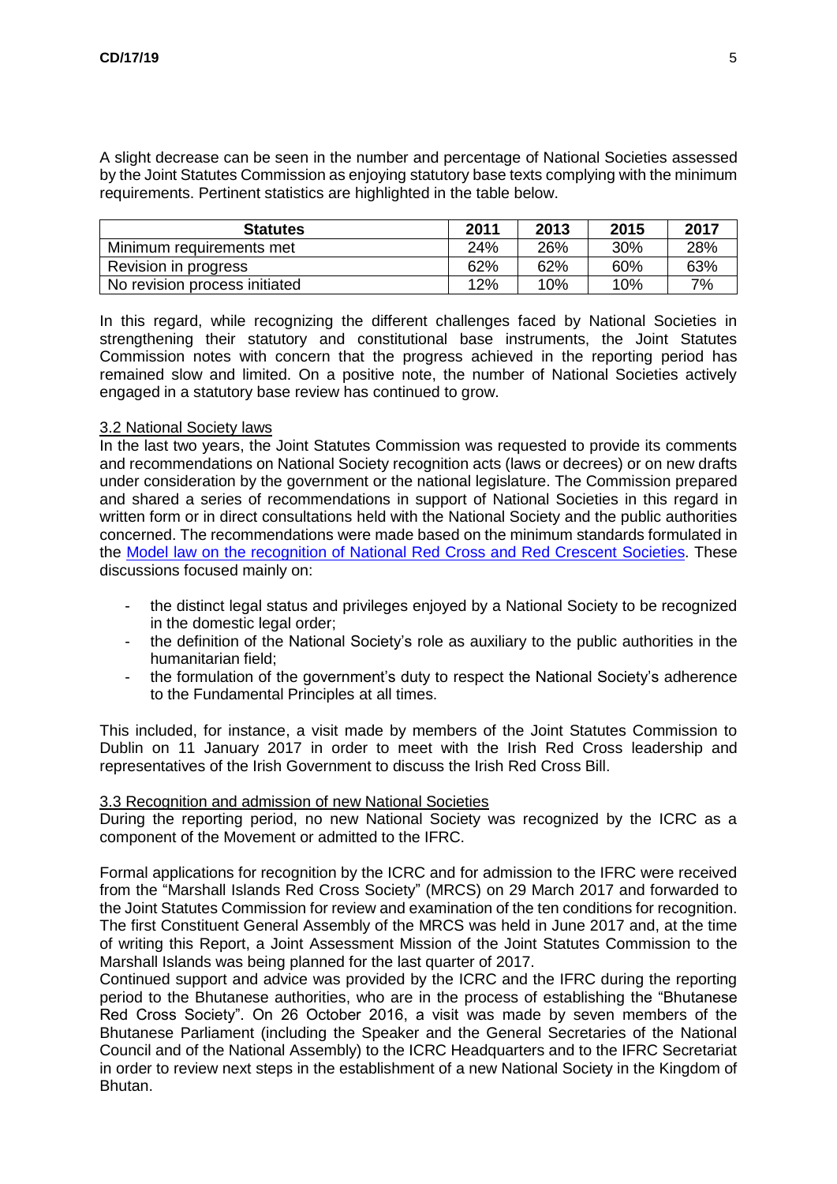A slight decrease can be seen in the number and percentage of National Societies assessed by the Joint Statutes Commission as enjoying statutory base texts complying with the minimum requirements. Pertinent statistics are highlighted in the table below.

| Statutes | 2011 | 2013 | 2015 | 2017 |
|---|---|---|---|---|
| Minimum requirements met | 24% | 26% | 30% | 28% |
| Revision in progress | 62% | 62% | 60% | 63% |
| No revision process initiated | 12% | 10% | 10% | 7% |

In this regard, while recognizing the different challenges faced by National Societies in strengthening their statutory and constitutional base instruments, the Joint Statutes Commission notes with concern that the progress achieved in the reporting period has remained slow and limited. On a positive note, the number of National Societies actively engaged in a statutory base review has continued to grow.

### 3.2 National Society laws

In the last two years, the Joint Statutes Commission was requested to provide its comments and recommendations on National Society recognition acts (laws or decrees) or on new drafts under consideration by the government or the national legislature. The Commission prepared and shared a series of recommendations in support of National Societies in this regard in written form or in direct consultations held with the National Society and the public authorities concerned. The recommendations were made based on the minimum standards formulated in the Model law on the recognition of National Red Cross and Red Crescent Societies. These discussions focused mainly on:

- the distinct legal status and privileges enjoyed by a National Society to be recognized in the domestic legal order;
- the definition of the National Society's role as auxiliary to the public authorities in the humanitarian field;
- the formulation of the government's duty to respect the National Society's adherence to the Fundamental Principles at all times.

This included, for instance, a visit made by members of the Joint Statutes Commission to Dublin on 11 January 2017 in order to meet with the Irish Red Cross leadership and representatives of the Irish Government to discuss the Irish Red Cross Bill.

### 3.3 Recognition and admission of new National Societies

During the reporting period, no new National Society was recognized by the ICRC as a component of the Movement or admitted to the IFRC.

Formal applications for recognition by the ICRC and for admission to the IFRC were received from the "Marshall Islands Red Cross Society" (MRCS) on 29 March 2017 and forwarded to the Joint Statutes Commission for review and examination of the ten conditions for recognition. The first Constituent General Assembly of the MRCS was held in June 2017 and, at the time of writing this Report, a Joint Assessment Mission of the Joint Statutes Commission to the Marshall Islands was being planned for the last quarter of 2017.

Continued support and advice was provided by the ICRC and the IFRC during the reporting period to the Bhutanese authorities, who are in the process of establishing the "Bhutanese Red Cross Society". On 26 October 2016, a visit was made by seven members of the Bhutanese Parliament (including the Speaker and the General Secretaries of the National Council and of the National Assembly) to the ICRC Headquarters and to the IFRC Secretariat in order to review next steps in the establishment of a new National Society in the Kingdom of Bhutan.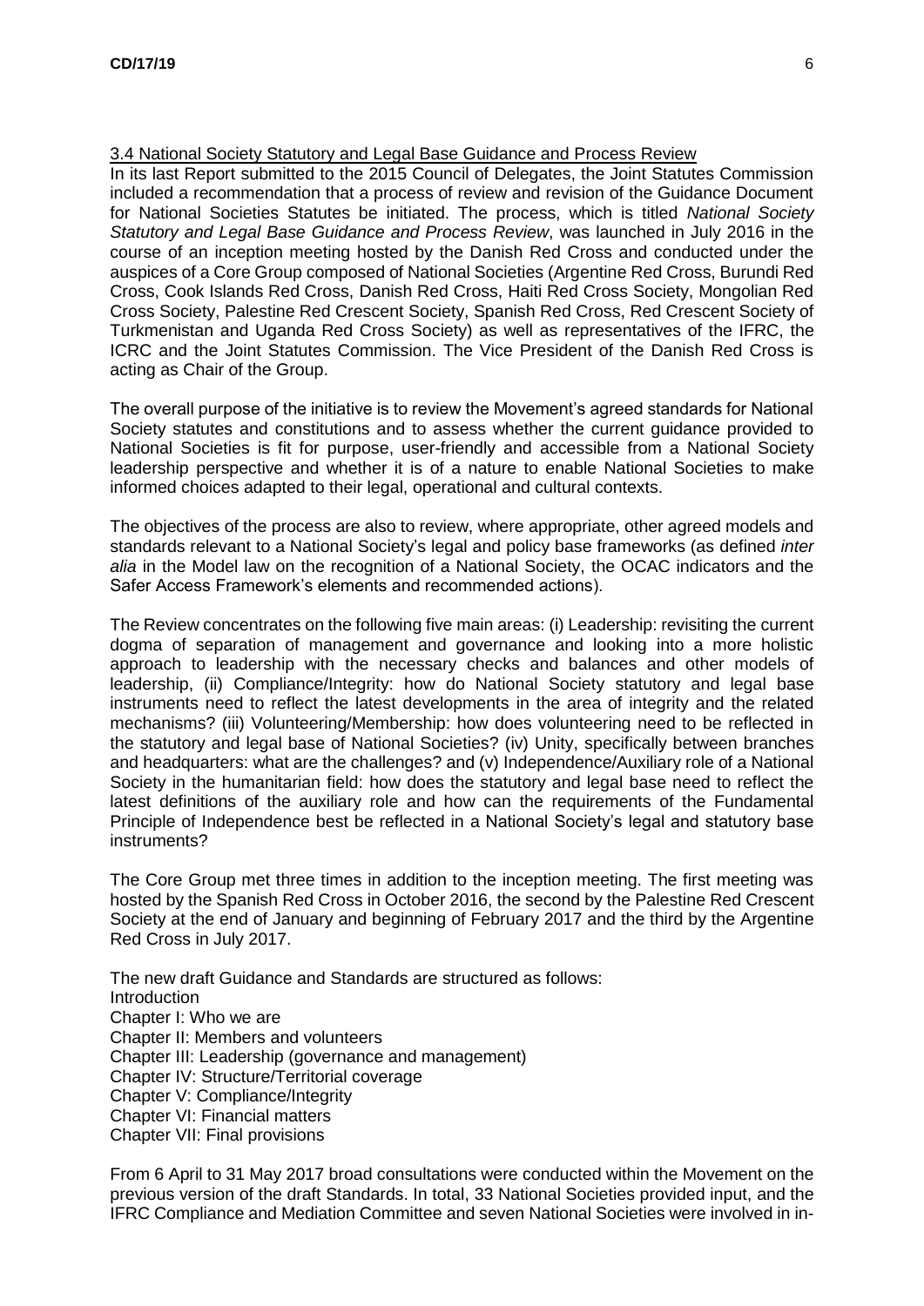### 3.4 National Society Statutory and Legal Base Guidance and Process Review

In its last Report submitted to the 2015 Council of Delegates, the Joint Statutes Commission included a recommendation that a process of review and revision of the Guidance Document for National Societies Statutes be initiated. The process, which is titled *National Society Statutory and Legal Base Guidance and Process Review*, was launched in July 2016 in the course of an inception meeting hosted by the Danish Red Cross and conducted under the auspices of a Core Group composed of National Societies (Argentine Red Cross, Burundi Red Cross, Cook Islands Red Cross, Danish Red Cross, Haiti Red Cross Society, Mongolian Red Cross Society, Palestine Red Crescent Society, Spanish Red Cross, Red Crescent Society of Turkmenistan and Uganda Red Cross Society) as well as representatives of the IFRC, the ICRC and the Joint Statutes Commission. The Vice President of the Danish Red Cross is acting as Chair of the Group.

The overall purpose of the initiative is to review the Movement's agreed standards for National Society statutes and constitutions and to assess whether the current guidance provided to National Societies is fit for purpose, user-friendly and accessible from a National Society leadership perspective and whether it is of a nature to enable National Societies to make informed choices adapted to their legal, operational and cultural contexts.

The objectives of the process are also to review, where appropriate, other agreed models and standards relevant to a National Society's legal and policy base frameworks (as defined *inter alia* in the Model law on the recognition of a National Society, the OCAC indicators and the Safer Access Framework's elements and recommended actions).

The Review concentrates on the following five main areas: (i) Leadership: revisiting the current dogma of separation of management and governance and looking into a more holistic approach to leadership with the necessary checks and balances and other models of leadership, (ii) Compliance/Integrity: how do National Society statutory and legal base instruments need to reflect the latest developments in the area of integrity and the related mechanisms? (iii) Volunteering/Membership: how does volunteering need to be reflected in the statutory and legal base of National Societies? (iv) Unity, specifically between branches and headquarters: what are the challenges? and (v) Independence/Auxiliary role of a National Society in the humanitarian field: how does the statutory and legal base need to reflect the latest definitions of the auxiliary role and how can the requirements of the Fundamental Principle of Independence best be reflected in a National Society's legal and statutory base instruments?

The Core Group met three times in addition to the inception meeting. The first meeting was hosted by the Spanish Red Cross in October 2016, the second by the Palestine Red Crescent Society at the end of January and beginning of February 2017 and the third by the Argentine Red Cross in July 2017.

The new draft Guidance and Standards are structured as follows:
Introduction
Chapter I: Who we are
Chapter II: Members and volunteers
Chapter III: Leadership (governance and management)
Chapter IV: Structure/Territorial coverage
Chapter V: Compliance/Integrity
Chapter VI: Financial matters
Chapter VII: Final provisions

From 6 April to 31 May 2017 broad consultations were conducted within the Movement on the previous version of the draft Standards. In total, 33 National Societies provided input, and the IFRC Compliance and Mediation Committee and seven National Societies were involved in in-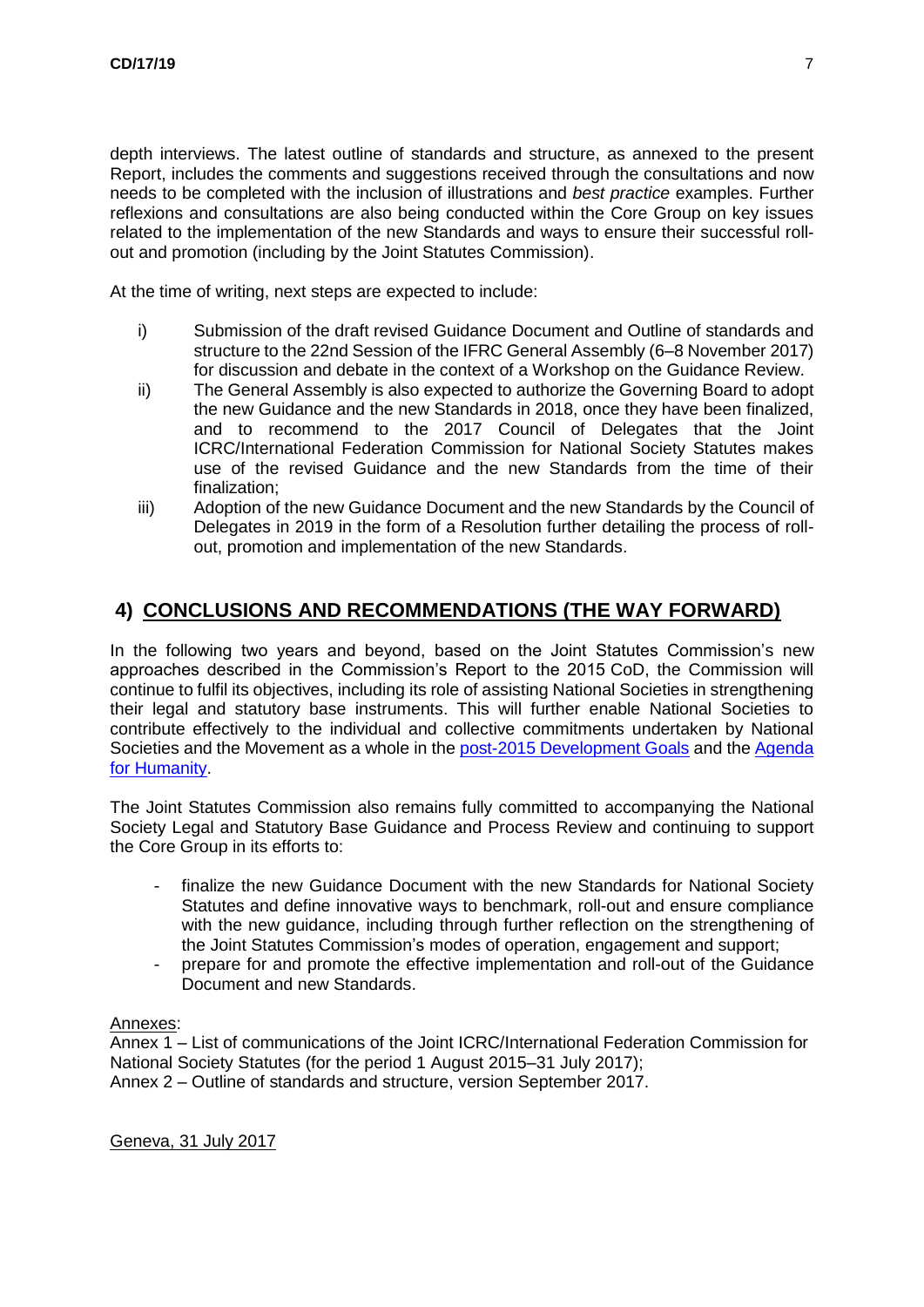depth interviews. The latest outline of standards and structure, as annexed to the present Report, includes the comments and suggestions received through the consultations and now needs to be completed with the inclusion of illustrations and *best practice* examples. Further reflexions and consultations are also being conducted within the Core Group on key issues related to the implementation of the new Standards and ways to ensure their successful roll-out and promotion (including by the Joint Statutes Commission).

At the time of writing, next steps are expected to include:

i) Submission of the draft revised Guidance Document and Outline of standards and structure to the 22nd Session of the IFRC General Assembly (6–8 November 2017) for discussion and debate in the context of a Workshop on the Guidance Review.

ii) The General Assembly is also expected to authorize the Governing Board to adopt the new Guidance and the new Standards in 2018, once they have been finalized, and to recommend to the 2017 Council of Delegates that the Joint ICRC/International Federation Commission for National Society Statutes makes use of the revised Guidance and the new Standards from the time of their finalization;

iii) Adoption of the new Guidance Document and the new Standards by the Council of Delegates in 2019 in the form of a Resolution further detailing the process of roll-out, promotion and implementation of the new Standards.

## 4) CONCLUSIONS AND RECOMMENDATIONS (THE WAY FORWARD)

In the following two years and beyond, based on the Joint Statutes Commission's new approaches described in the Commission's Report to the 2015 CoD, the Commission will continue to fulfil its objectives, including its role of assisting National Societies in strengthening their legal and statutory base instruments. This will further enable National Societies to contribute effectively to the individual and collective commitments undertaken by National Societies and the Movement as a whole in the post-2015 Development Goals and the Agenda for Humanity.

The Joint Statutes Commission also remains fully committed to accompanying the National Society Legal and Statutory Base Guidance and Process Review and continuing to support the Core Group in its efforts to:

- finalize the new Guidance Document with the new Standards for National Society Statutes and define innovative ways to benchmark, roll-out and ensure compliance with the new guidance, including through further reflection on the strengthening of the Joint Statutes Commission's modes of operation, engagement and support;
- prepare for and promote the effective implementation and roll-out of the Guidance Document and new Standards.

Annexes:
Annex 1 – List of communications of the Joint ICRC/International Federation Commission for National Society Statutes (for the period 1 August 2015–31 July 2017);
Annex 2 – Outline of standards and structure, version September 2017.

Geneva, 31 July 2017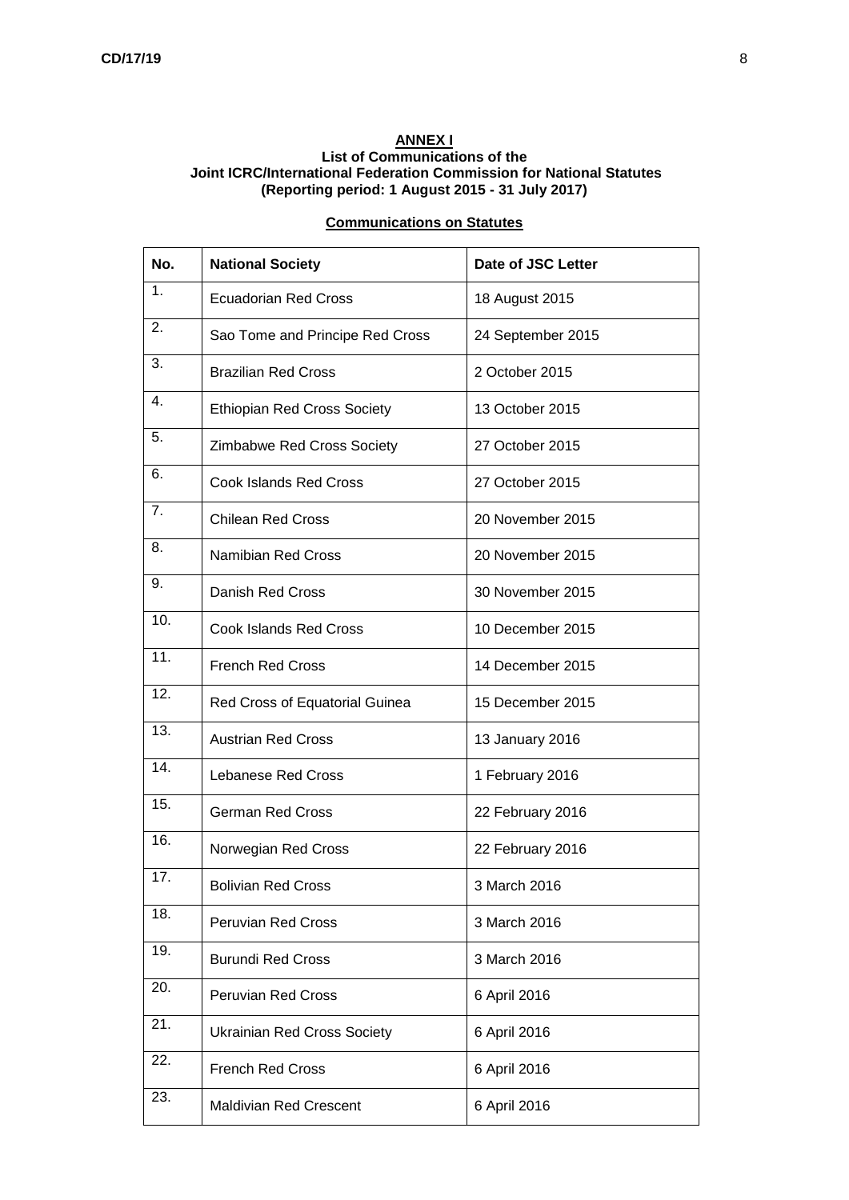**ANNEX I**

**List of Communications of the**
**Joint ICRC/International Federation Commission for National Statutes**
**(Reporting period: 1 August 2015 - 31 July 2017)**

**Communications on Statutes**

| No. | National Society | Date of JSC Letter |
|---|---|---|
| 1. | Ecuadorian Red Cross | 18 August 2015 |
| 2. | Sao Tome and Principe Red Cross | 24 September 2015 |
| 3. | Brazilian Red Cross | 2 October 2015 |
| 4. | Ethiopian Red Cross Society | 13 October 2015 |
| 5. | Zimbabwe Red Cross Society | 27 October 2015 |
| 6. | Cook Islands Red Cross | 27 October 2015 |
| 7. | Chilean Red Cross | 20 November 2015 |
| 8. | Namibian Red Cross | 20 November 2015 |
| 9. | Danish Red Cross | 30 November 2015 |
| 10. | Cook Islands Red Cross | 10 December 2015 |
| 11. | French Red Cross | 14 December 2015 |
| 12. | Red Cross of Equatorial Guinea | 15 December 2015 |
| 13. | Austrian Red Cross | 13 January 2016 |
| 14. | Lebanese Red Cross | 1 February 2016 |
| 15. | German Red Cross | 22 February 2016 |
| 16. | Norwegian Red Cross | 22 February 2016 |
| 17. | Bolivian Red Cross | 3 March 2016 |
| 18. | Peruvian Red Cross | 3 March 2016 |
| 19. | Burundi Red Cross | 3 March 2016 |
| 20. | Peruvian Red Cross | 6 April 2016 |
| 21. | Ukrainian Red Cross Society | 6 April 2016 |
| 22. | French Red Cross | 6 April 2016 |
| 23. | Maldivian Red Crescent | 6 April 2016 |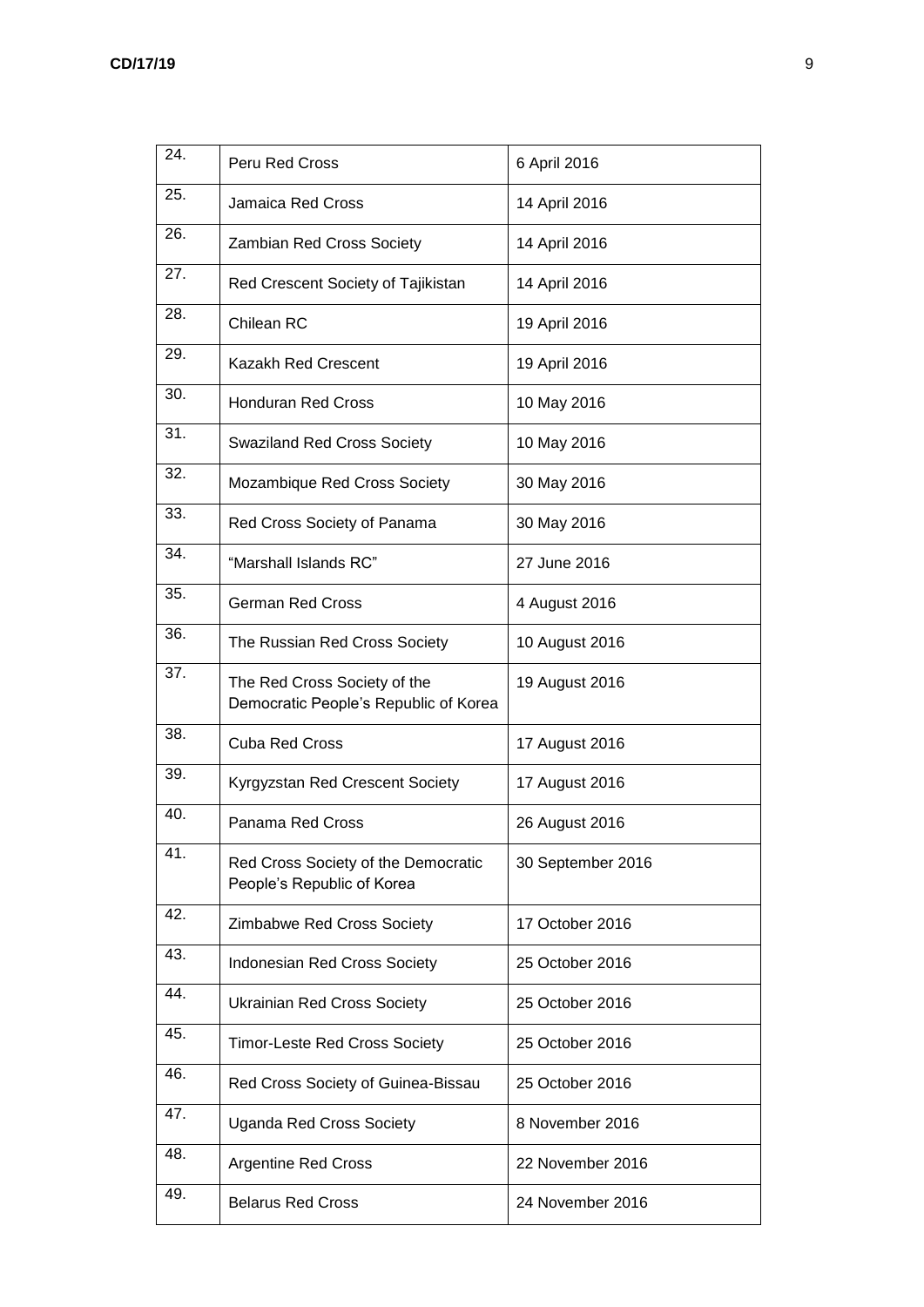| | | |
|---|---|---|
| 24. | Peru Red Cross | 6 April 2016 |
| 25. | Jamaica Red Cross | 14 April 2016 |
| 26. | Zambian Red Cross Society | 14 April 2016 |
| 27. | Red Crescent Society of Tajikistan | 14 April 2016 |
| 28. | Chilean RC | 19 April 2016 |
| 29. | Kazakh Red Crescent | 19 April 2016 |
| 30. | Honduran Red Cross | 10 May 2016 |
| 31. | Swaziland Red Cross Society | 10 May 2016 |
| 32. | Mozambique Red Cross Society | 30 May 2016 |
| 33. | Red Cross Society of Panama | 30 May 2016 |
| 34. | "Marshall Islands RC" | 27 June 2016 |
| 35. | German Red Cross | 4 August 2016 |
| 36. | The Russian Red Cross Society | 10 August 2016 |
| 37. | The Red Cross Society of the Democratic People's Republic of Korea | 19 August 2016 |
| 38. | Cuba Red Cross | 17 August 2016 |
| 39. | Kyrgyzstan Red Crescent Society | 17 August 2016 |
| 40. | Panama Red Cross | 26 August 2016 |
| 41. | Red Cross Society of the Democratic People's Republic of Korea | 30 September 2016 |
| 42. | Zimbabwe Red Cross Society | 17 October 2016 |
| 43. | Indonesian Red Cross Society | 25 October 2016 |
| 44. | Ukrainian Red Cross Society | 25 October 2016 |
| 45. | Timor-Leste Red Cross Society | 25 October 2016 |
| 46. | Red Cross Society of Guinea-Bissau | 25 October 2016 |
| 47. | Uganda Red Cross Society | 8 November 2016 |
| 48. | Argentine Red Cross | 22 November 2016 |
| 49. | Belarus Red Cross | 24 November 2016 |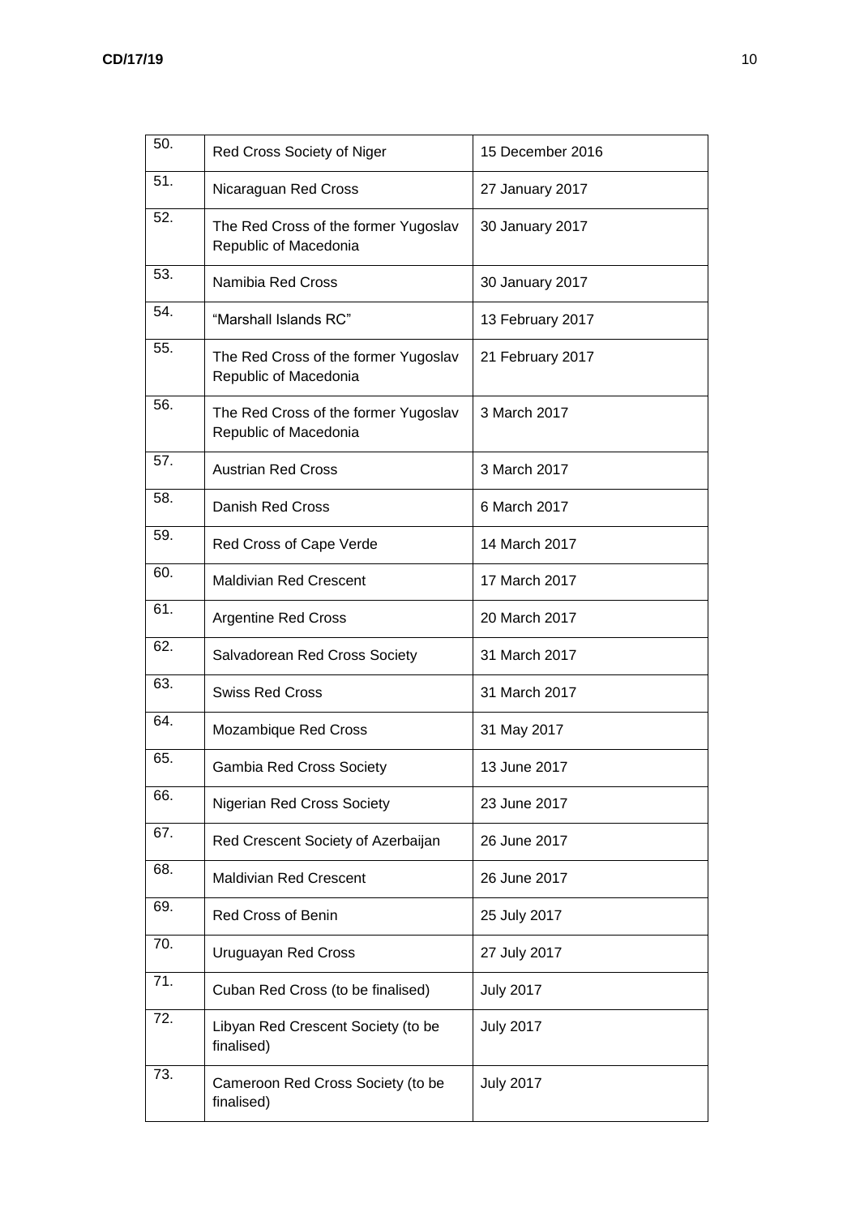| | | |
|---|---|---|
| 50. | Red Cross Society of Niger | 15 December 2016 |
| 51. | Nicaraguan Red Cross | 27 January 2017 |
| 52. | The Red Cross of the former Yugoslav Republic of Macedonia | 30 January 2017 |
| 53. | Namibia Red Cross | 30 January 2017 |
| 54. | "Marshall Islands RC" | 13 February 2017 |
| 55. | The Red Cross of the former Yugoslav Republic of Macedonia | 21 February 2017 |
| 56. | The Red Cross of the former Yugoslav Republic of Macedonia | 3 March 2017 |
| 57. | Austrian Red Cross | 3 March 2017 |
| 58. | Danish Red Cross | 6 March 2017 |
| 59. | Red Cross of Cape Verde | 14 March 2017 |
| 60. | Maldivian Red Crescent | 17 March 2017 |
| 61. | Argentine Red Cross | 20 March 2017 |
| 62. | Salvadorean Red Cross Society | 31 March 2017 |
| 63. | Swiss Red Cross | 31 March 2017 |
| 64. | Mozambique Red Cross | 31 May 2017 |
| 65. | Gambia Red Cross Society | 13 June 2017 |
| 66. | Nigerian Red Cross Society | 23 June 2017 |
| 67. | Red Crescent Society of Azerbaijan | 26 June 2017 |
| 68. | Maldivian Red Crescent | 26 June 2017 |
| 69. | Red Cross of Benin | 25 July 2017 |
| 70. | Uruguayan Red Cross | 27 July 2017 |
| 71. | Cuban Red Cross (to be finalised) | July 2017 |
| 72. | Libyan Red Crescent Society (to be finalised) | July 2017 |
| 73. | Cameroon Red Cross Society (to be finalised) | July 2017 |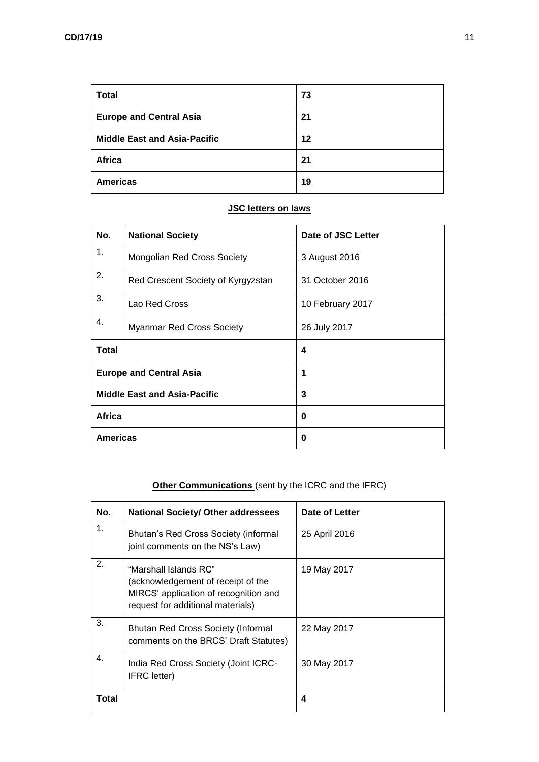| **Total** | **73** |
|---|---|
| **Europe and Central Asia** | **21** |
| **Middle East and Asia-Pacific** | **12** |
| **Africa** | **21** |
| **Americas** | **19** |

**JSC letters on laws**

| No. | National Society | Date of JSC Letter |
|---|---|---|
| 1. | Mongolian Red Cross Society | 3 August 2016 |
| 2. | Red Crescent Society of Kyrgyzstan | 31 October 2016 |
| 3. | Lao Red Cross | 10 February 2017 |
| 4. | Myanmar Red Cross Society | 26 July 2017 |
| **Total** | | **4** |
| **Europe and Central Asia** | | **1** |
| **Middle East and Asia-Pacific** | | **3** |
| **Africa** | | **0** |
| **Americas** | | **0** |

**Other Communications** (sent by the ICRC and the IFRC)

| No. | National Society/ Other addressees | Date of Letter |
|---|---|---|
| 1. | Bhutan's Red Cross Society (informal joint comments on the NS's Law) | 25 April 2016 |
| 2. | "Marshall Islands RC" (acknowledgement of receipt of the MIRCS' application of recognition and request for additional materials) | 19 May 2017 |
| 3. | Bhutan Red Cross Society (Informal comments on the BRCS' Draft Statutes) | 22 May 2017 |
| 4. | India Red Cross Society (Joint ICRC-IFRC letter) | 30 May 2017 |
| **Total** | | **4** |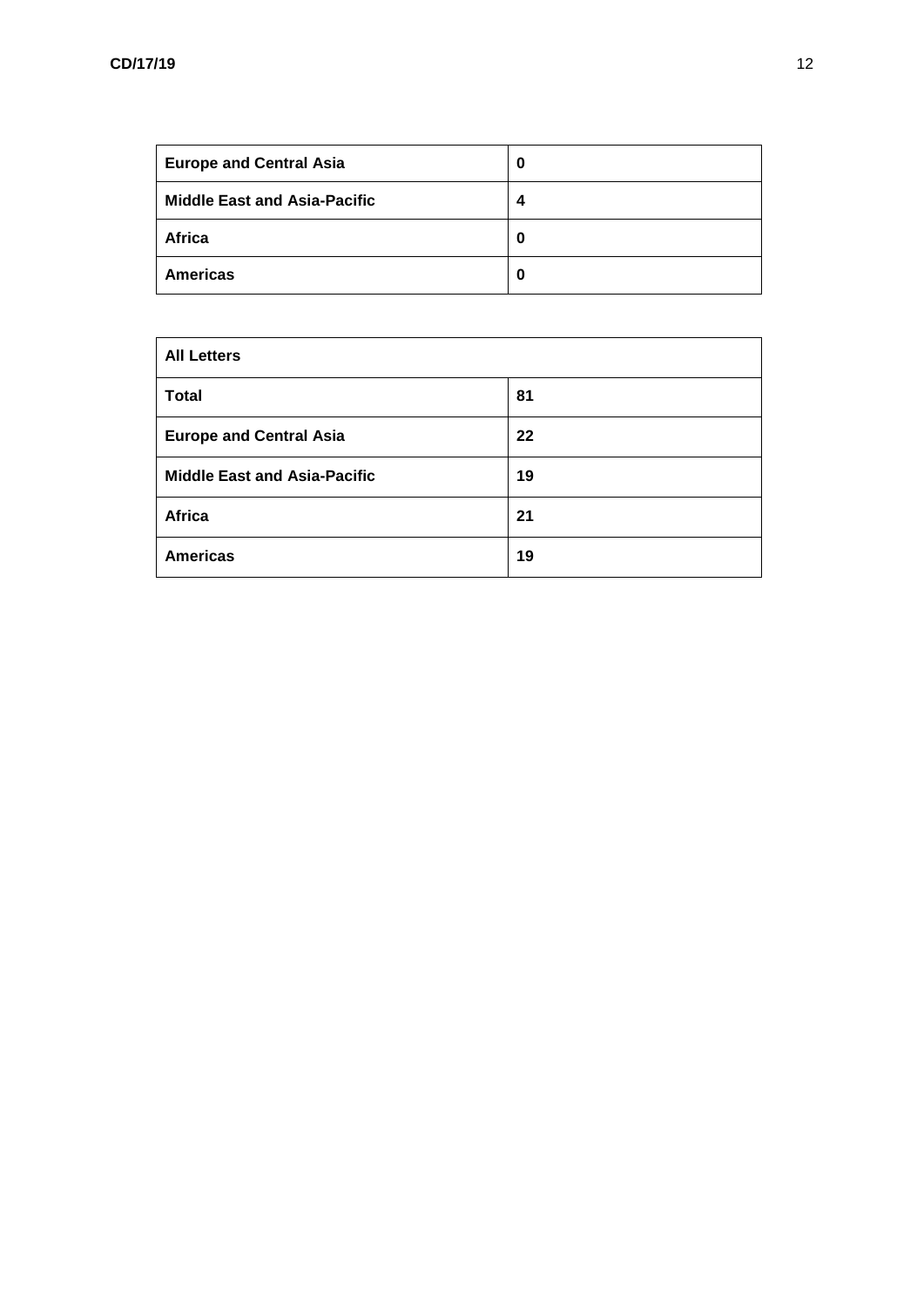| | |
|---|---|
| **Europe and Central Asia** | **0** |
| **Middle East and Asia-Pacific** | **4** |
| **Africa** | **0** |
| **Americas** | **0** |

| **All Letters** | |
|---|---|
| **Total** | **81** |
| **Europe and Central Asia** | **22** |
| **Middle East and Asia-Pacific** | **19** |
| **Africa** | **21** |
| **Americas** | **19** |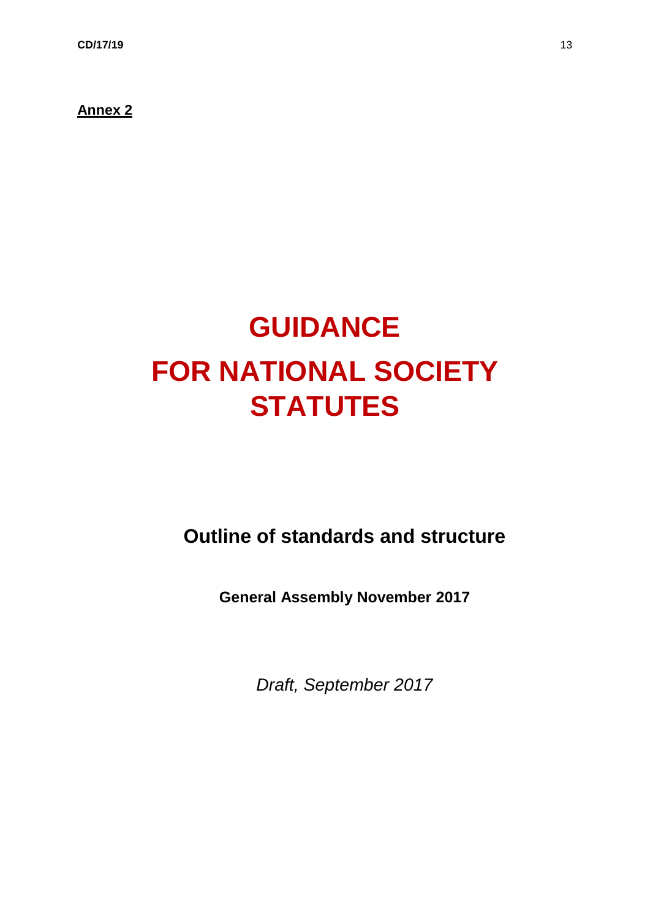**Annex 2**

# GUIDANCE
# FOR NATIONAL SOCIETY STATUTES

## Outline of standards and structure

**General Assembly November 2017**

*Draft, September 2017*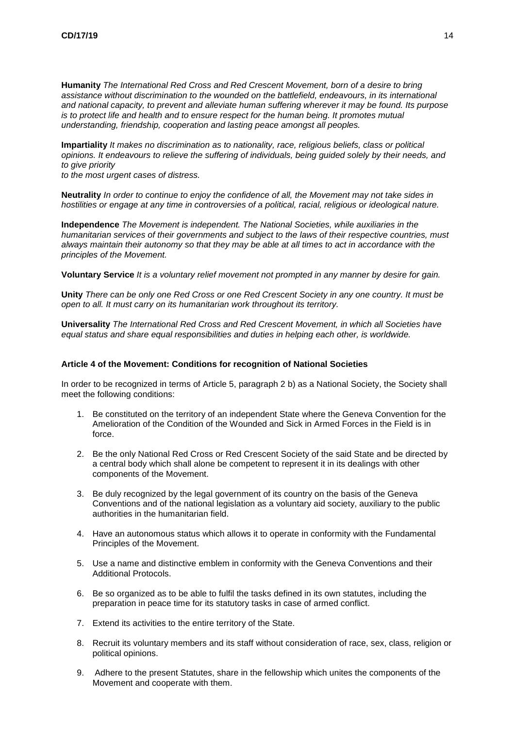**Humanity** *The International Red Cross and Red Crescent Movement, born of a desire to bring assistance without discrimination to the wounded on the battlefield, endeavours, in its international and national capacity, to prevent and alleviate human suffering wherever it may be found. Its purpose is to protect life and health and to ensure respect for the human being. It promotes mutual understanding, friendship, cooperation and lasting peace amongst all peoples.*

**Impartiality** *It makes no discrimination as to nationality, race, religious beliefs, class or political opinions. It endeavours to relieve the suffering of individuals, being guided solely by their needs, and to give priority to the most urgent cases of distress.*

**Neutrality** *In order to continue to enjoy the confidence of all, the Movement may not take sides in hostilities or engage at any time in controversies of a political, racial, religious or ideological nature.*

**Independence** *The Movement is independent. The National Societies, while auxiliaries in the humanitarian services of their governments and subject to the laws of their respective countries, must always maintain their autonomy so that they may be able at all times to act in accordance with the principles of the Movement.*

**Voluntary Service** *It is a voluntary relief movement not prompted in any manner by desire for gain.*

**Unity** *There can be only one Red Cross or one Red Crescent Society in any one country. It must be open to all. It must carry on its humanitarian work throughout its territory.*

**Universality** *The International Red Cross and Red Crescent Movement, in which all Societies have equal status and share equal responsibilities and duties in helping each other, is worldwide.*

**Article 4 of the Movement: Conditions for recognition of National Societies**

In order to be recognized in terms of Article 5, paragraph 2 b) as a National Society, the Society shall meet the following conditions:

1. Be constituted on the territory of an independent State where the Geneva Convention for the Amelioration of the Condition of the Wounded and Sick in Armed Forces in the Field is in force.
2. Be the only National Red Cross or Red Crescent Society of the said State and be directed by a central body which shall alone be competent to represent it in its dealings with other components of the Movement.
3. Be duly recognized by the legal government of its country on the basis of the Geneva Conventions and of the national legislation as a voluntary aid society, auxiliary to the public authorities in the humanitarian field.
4. Have an autonomous status which allows it to operate in conformity with the Fundamental Principles of the Movement.
5. Use a name and distinctive emblem in conformity with the Geneva Conventions and their Additional Protocols.
6. Be so organized as to be able to fulfil the tasks defined in its own statutes, including the preparation in peace time for its statutory tasks in case of armed conflict.
7. Extend its activities to the entire territory of the State.
8. Recruit its voluntary members and its staff without consideration of race, sex, class, religion or political opinions.
9. Adhere to the present Statutes, share in the fellowship which unites the components of the Movement and cooperate with them.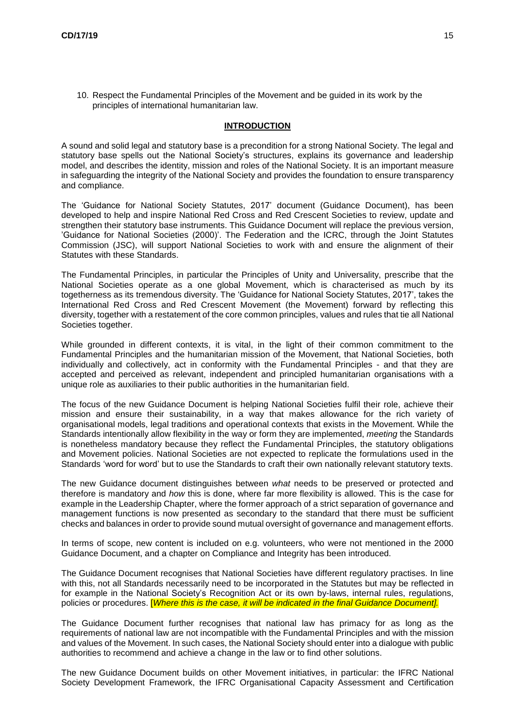10. Respect the Fundamental Principles of the Movement and be guided in its work by the principles of international humanitarian law.

## INTRODUCTION

A sound and solid legal and statutory base is a precondition for a strong National Society. The legal and statutory base spells out the National Society's structures, explains its governance and leadership model, and describes the identity, mission and roles of the National Society. It is an important measure in safeguarding the integrity of the National Society and provides the foundation to ensure transparency and compliance.

The 'Guidance for National Society Statutes, 2017' document (Guidance Document), has been developed to help and inspire National Red Cross and Red Crescent Societies to review, update and strengthen their statutory base instruments. This Guidance Document will replace the previous version, 'Guidance for National Societies (2000)'. The Federation and the ICRC, through the Joint Statutes Commission (JSC), will support National Societies to work with and ensure the alignment of their Statutes with these Standards.

The Fundamental Principles, in particular the Principles of Unity and Universality, prescribe that the National Societies operate as a one global Movement, which is characterised as much by its togetherness as its tremendous diversity. The 'Guidance for National Society Statutes, 2017', takes the International Red Cross and Red Crescent Movement (the Movement) forward by reflecting this diversity, together with a restatement of the core common principles, values and rules that tie all National Societies together.

While grounded in different contexts, it is vital, in the light of their common commitment to the Fundamental Principles and the humanitarian mission of the Movement, that National Societies, both individually and collectively, act in conformity with the Fundamental Principles - and that they are accepted and perceived as relevant, independent and principled humanitarian organisations with a unique role as auxiliaries to their public authorities in the humanitarian field.

The focus of the new Guidance Document is helping National Societies fulfil their role, achieve their mission and ensure their sustainability, in a way that makes allowance for the rich variety of organisational models, legal traditions and operational contexts that exists in the Movement. While the Standards intentionally allow flexibility in the way or form they are implemented, *meeting* the Standards is nonetheless mandatory because they reflect the Fundamental Principles, the statutory obligations and Movement policies. National Societies are not expected to replicate the formulations used in the Standards 'word for word' but to use the Standards to craft their own nationally relevant statutory texts.

The new Guidance document distinguishes between *what* needs to be preserved or protected and therefore is mandatory and *how* this is done, where far more flexibility is allowed. This is the case for example in the Leadership Chapter, where the former approach of a strict separation of governance and management functions is now presented as secondary to the standard that there must be sufficient checks and balances in order to provide sound mutual oversight of governance and management efforts.

In terms of scope, new content is included on e.g. volunteers, who were not mentioned in the 2000 Guidance Document, and a chapter on Compliance and Integrity has been introduced.

The Guidance Document recognises that National Societies have different regulatory practises. In line with this, not all Standards necessarily need to be incorporated in the Statutes but may be reflected in for example in the National Society's Recognition Act or its own by-laws, internal rules, regulations, policies or procedures. [*Where this is the case, it will be indicated in the final Guidance Document].*

The Guidance Document further recognises that national law has primacy for as long as the requirements of national law are not incompatible with the Fundamental Principles and with the mission and values of the Movement. In such cases, the National Society should enter into a dialogue with public authorities to recommend and achieve a change in the law or to find other solutions.

The new Guidance Document builds on other Movement initiatives, in particular: the IFRC National Society Development Framework, the IFRC Organisational Capacity Assessment and Certification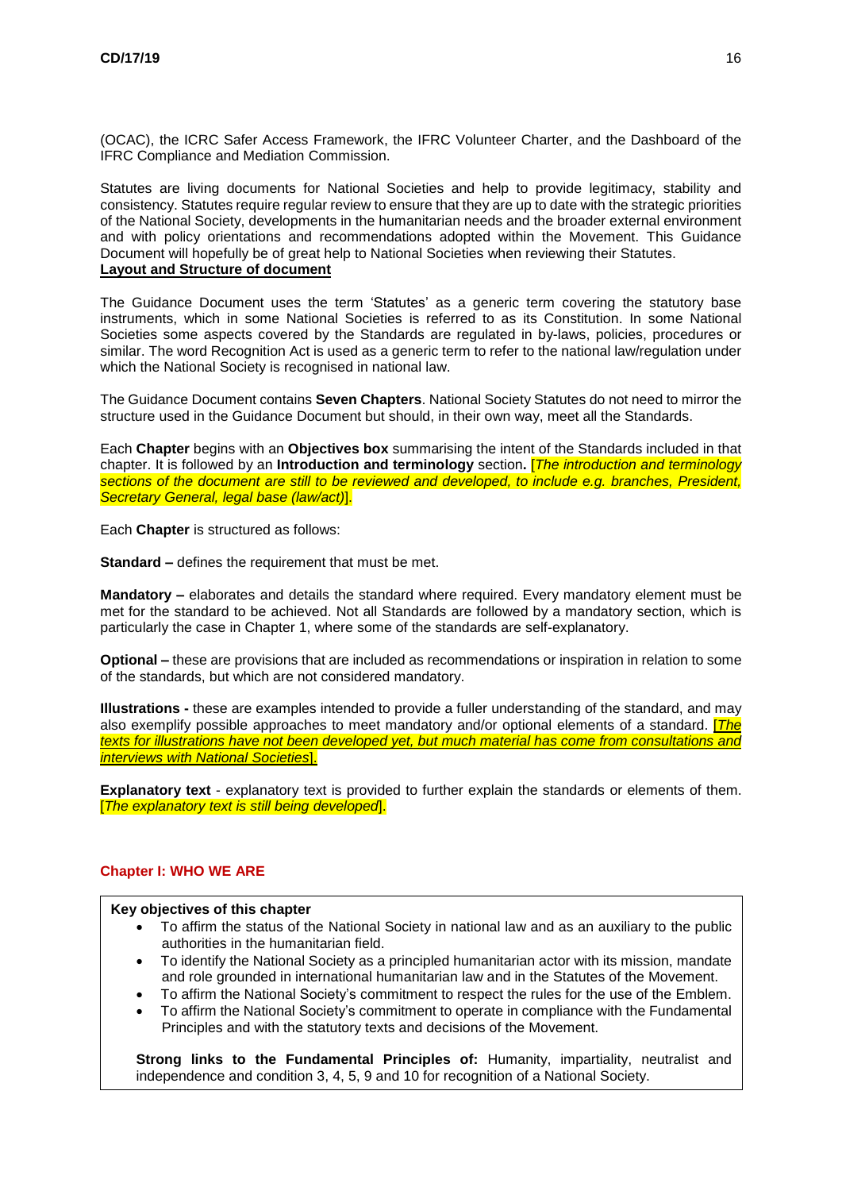(OCAC), the ICRC Safer Access Framework, the IFRC Volunteer Charter, and the Dashboard of the IFRC Compliance and Mediation Commission.

Statutes are living documents for National Societies and help to provide legitimacy, stability and consistency. Statutes require regular review to ensure that they are up to date with the strategic priorities of the National Society, developments in the humanitarian needs and the broader external environment and with policy orientations and recommendations adopted within the Movement. This Guidance Document will hopefully be of great help to National Societies when reviewing their Statutes.

**Layout and Structure of document**

The Guidance Document uses the term 'Statutes' as a generic term covering the statutory base instruments, which in some National Societies is referred to as its Constitution. In some National Societies some aspects covered by the Standards are regulated in by-laws, policies, procedures or similar. The word Recognition Act is used as a generic term to refer to the national law/regulation under which the National Society is recognised in national law.

The Guidance Document contains **Seven Chapters**. National Society Statutes do not need to mirror the structure used in the Guidance Document but should, in their own way, meet all the Standards.

Each **Chapter** begins with an **Objectives box** summarising the intent of the Standards included in that chapter. It is followed by an **Introduction and terminology** section**.** [*The introduction and terminology sections of the document are still to be reviewed and developed, to include e.g. branches, President, Secretary General, legal base (law/act)*].

Each **Chapter** is structured as follows:

**Standard –** defines the requirement that must be met.

**Mandatory –** elaborates and details the standard where required. Every mandatory element must be met for the standard to be achieved. Not all Standards are followed by a mandatory section, which is particularly the case in Chapter 1, where some of the standards are self-explanatory.

**Optional –** these are provisions that are included as recommendations or inspiration in relation to some of the standards, but which are not considered mandatory.

**Illustrations -** these are examples intended to provide a fuller understanding of the standard, and may also exemplify possible approaches to meet mandatory and/or optional elements of a standard. [*The texts for illustrations have not been developed yet, but much material has come from consultations and interviews with National Societies*].

**Explanatory text** - explanatory text is provided to further explain the standards or elements of them. [*The explanatory text is still being developed*].

## Chapter I: WHO WE ARE

**Key objectives of this chapter**

- To affirm the status of the National Society in national law and as an auxiliary to the public authorities in the humanitarian field.
- To identify the National Society as a principled humanitarian actor with its mission, mandate and role grounded in international humanitarian law and in the Statutes of the Movement.
- To affirm the National Society's commitment to respect the rules for the use of the Emblem.
- To affirm the National Society's commitment to operate in compliance with the Fundamental Principles and with the statutory texts and decisions of the Movement.

**Strong links to the Fundamental Principles of:** Humanity, impartiality, neutralist and independence and condition 3, 4, 5, 9 and 10 for recognition of a National Society.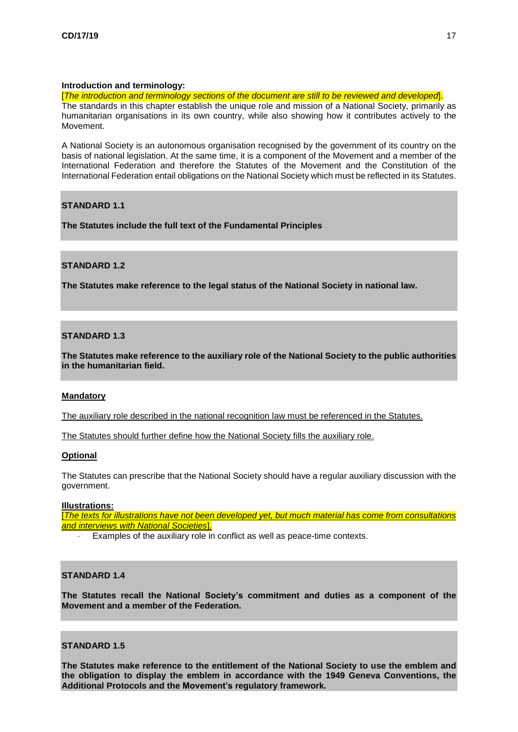**Introduction and terminology:**

[*The introduction and terminology sections of the document are still to be reviewed and developed*].

The standards in this chapter establish the unique role and mission of a National Society, primarily as humanitarian organisations in its own country, while also showing how it contributes actively to the Movement.

A National Society is an autonomous organisation recognised by the government of its country on the basis of national legislation. At the same time, it is a component of the Movement and a member of the International Federation and therefore the Statutes of the Movement and the Constitution of the International Federation entail obligations on the National Society which must be reflected in its Statutes.

**STANDARD 1.1**

**The Statutes include the full text of the Fundamental Principles**

**STANDARD 1.2**

**The Statutes make reference to the legal status of the National Society in national law.**

**STANDARD 1.3**

**The Statutes make reference to the auxiliary role of the National Society to the public authorities in the humanitarian field.**

**Mandatory**

The auxiliary role described in the national recognition law must be referenced in the Statutes.

The Statutes should further define how the National Society fills the auxiliary role.

**Optional**

The Statutes can prescribe that the National Society should have a regular auxiliary discussion with the government.

**Illustrations:**

[*The texts for illustrations have not been developed yet, but much material has come from consultations and interviews with National Societies*].

- Examples of the auxiliary role in conflict as well as peace-time contexts.

**STANDARD 1.4**

**The Statutes recall the National Society's commitment and duties as a component of the Movement and a member of the Federation.**

**STANDARD 1.5**

**The Statutes make reference to the entitlement of the National Society to use the emblem and the obligation to display the emblem in accordance with the 1949 Geneva Conventions, the Additional Protocols and the Movement's regulatory framework.**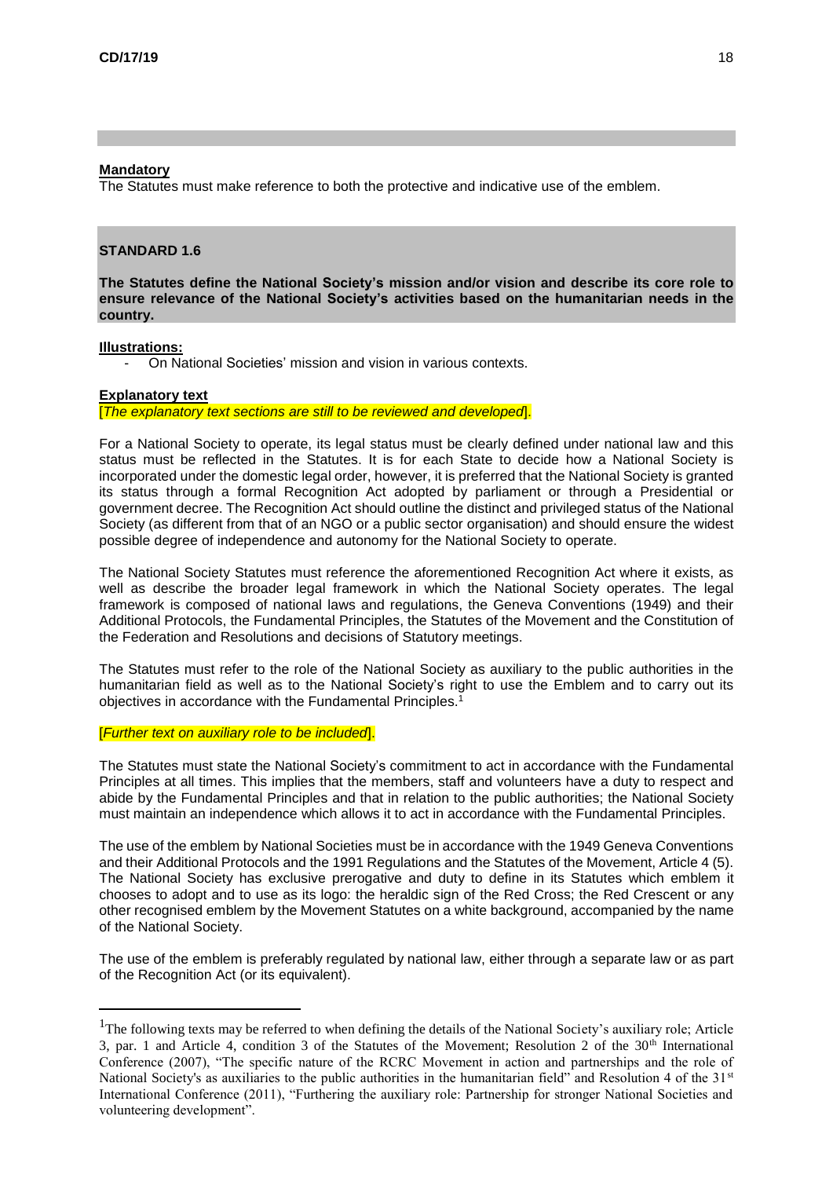**Mandatory**

The Statutes must make reference to both the protective and indicative use of the emblem.

**STANDARD 1.6**

**The Statutes define the National Society's mission and/or vision and describe its core role to ensure relevance of the National Society's activities based on the humanitarian needs in the country.**

**Illustrations:**

- On National Societies' mission and vision in various contexts.

**Explanatory text**

[*The explanatory text sections are still to be reviewed and developed*].

For a National Society to operate, its legal status must be clearly defined under national law and this status must be reflected in the Statutes. It is for each State to decide how a National Society is incorporated under the domestic legal order, however, it is preferred that the National Society is granted its status through a formal Recognition Act adopted by parliament or through a Presidential or government decree. The Recognition Act should outline the distinct and privileged status of the National Society (as different from that of an NGO or a public sector organisation) and should ensure the widest possible degree of independence and autonomy for the National Society to operate.

The National Society Statutes must reference the aforementioned Recognition Act where it exists, as well as describe the broader legal framework in which the National Society operates. The legal framework is composed of national laws and regulations, the Geneva Conventions (1949) and their Additional Protocols, the Fundamental Principles, the Statutes of the Movement and the Constitution of the Federation and Resolutions and decisions of Statutory meetings.

The Statutes must refer to the role of the National Society as auxiliary to the public authorities in the humanitarian field as well as to the National Society's right to use the Emblem and to carry out its objectives in accordance with the Fundamental Principles.[1]

[*Further text on auxiliary role to be included*].

The Statutes must state the National Society's commitment to act in accordance with the Fundamental Principles at all times. This implies that the members, staff and volunteers have a duty to respect and abide by the Fundamental Principles and that in relation to the public authorities; the National Society must maintain an independence which allows it to act in accordance with the Fundamental Principles.

The use of the emblem by National Societies must be in accordance with the 1949 Geneva Conventions and their Additional Protocols and the 1991 Regulations and the Statutes of the Movement, Article 4 (5). The National Society has exclusive prerogative and duty to define in its Statutes which emblem it chooses to adopt and to use as its logo: the heraldic sign of the Red Cross; the Red Crescent or any other recognised emblem by the Movement Statutes on a white background, accompanied by the name of the National Society.

The use of the emblem is preferably regulated by national law, either through a separate law or as part of the Recognition Act (or its equivalent).

---

[1] The following texts may be referred to when defining the details of the National Society's auxiliary role; Article 3, par. 1 and Article 4, condition 3 of the Statutes of the Movement; Resolution 2 of the 30th International Conference (2007), "The specific nature of the RCRC Movement in action and partnerships and the role of National Society's as auxiliaries to the public authorities in the humanitarian field" and Resolution 4 of the 31st International Conference (2011), "Furthering the auxiliary role: Partnership for stronger National Societies and volunteering development".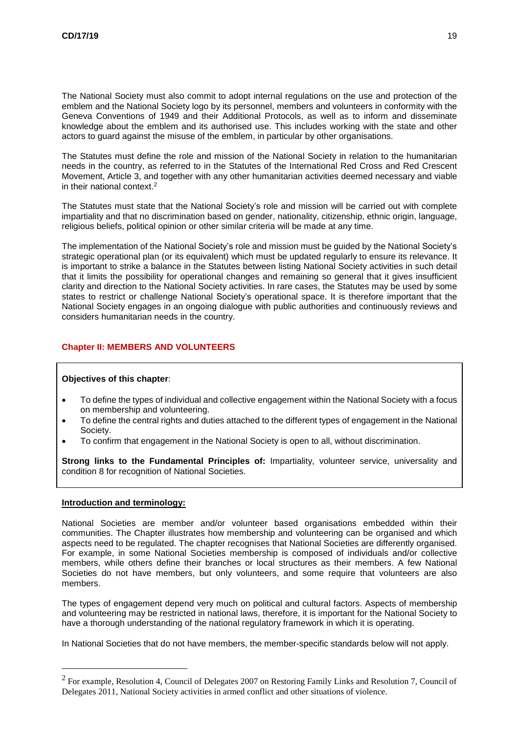The National Society must also commit to adopt internal regulations on the use and protection of the emblem and the National Society logo by its personnel, members and volunteers in conformity with the Geneva Conventions of 1949 and their Additional Protocols, as well as to inform and disseminate knowledge about the emblem and its authorised use. This includes working with the state and other actors to guard against the misuse of the emblem, in particular by other organisations.

The Statutes must define the role and mission of the National Society in relation to the humanitarian needs in the country, as referred to in the Statutes of the International Red Cross and Red Crescent Movement, Article 3, and together with any other humanitarian activities deemed necessary and viable in their national context.[2]

The Statutes must state that the National Society's role and mission will be carried out with complete impartiality and that no discrimination based on gender, nationality, citizenship, ethnic origin, language, religious beliefs, political opinion or other similar criteria will be made at any time.

The implementation of the National Society's role and mission must be guided by the National Society's strategic operational plan (or its equivalent) which must be updated regularly to ensure its relevance. It is important to strike a balance in the Statutes between listing National Society activities in such detail that it limits the possibility for operational changes and remaining so general that it gives insufficient clarity and direction to the National Society activities. In rare cases, the Statutes may be used by some states to restrict or challenge National Society's operational space. It is therefore important that the National Society engages in an ongoing dialogue with public authorities and continuously reviews and considers humanitarian needs in the country.

## Chapter II: MEMBERS AND VOLUNTEERS

**Objectives of this chapter**:

- To define the types of individual and collective engagement within the National Society with a focus on membership and volunteering.
- To define the central rights and duties attached to the different types of engagement in the National Society.
- To confirm that engagement in the National Society is open to all, without discrimination.

**Strong links to the Fundamental Principles of:** Impartiality, volunteer service, universality and condition 8 for recognition of National Societies.

**Introduction and terminology:**

National Societies are member and/or volunteer based organisations embedded within their communities. The Chapter illustrates how membership and volunteering can be organised and which aspects need to be regulated. The chapter recognises that National Societies are differently organised. For example, in some National Societies membership is composed of individuals and/or collective members, while others define their branches or local structures as their members. A few National Societies do not have members, but only volunteers, and some require that volunteers are also members.

The types of engagement depend very much on political and cultural factors. Aspects of membership and volunteering may be restricted in national laws, therefore, it is important for the National Society to have a thorough understanding of the national regulatory framework in which it is operating.

In National Societies that do not have members, the member-specific standards below will not apply.

[2] For example, Resolution 4, Council of Delegates 2007 on Restoring Family Links and Resolution 7, Council of Delegates 2011, National Society activities in armed conflict and other situations of violence.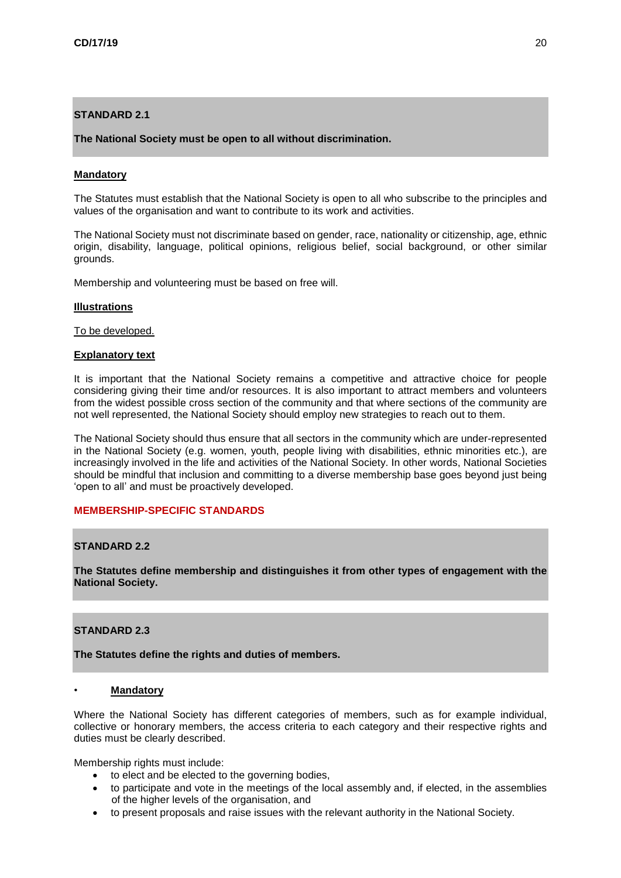### STANDARD 2.1

**The National Society must be open to all without discrimination.**

**Mandatory**

The Statutes must establish that the National Society is open to all who subscribe to the principles and values of the organisation and want to contribute to its work and activities.

The National Society must not discriminate based on gender, race, nationality or citizenship, age, ethnic origin, disability, language, political opinions, religious belief, social background, or other similar grounds.

Membership and volunteering must be based on free will.

**Illustrations**

To be developed.

**Explanatory text**

It is important that the National Society remains a competitive and attractive choice for people considering giving their time and/or resources. It is also important to attract members and volunteers from the widest possible cross section of the community and that where sections of the community are not well represented, the National Society should employ new strategies to reach out to them.

The National Society should thus ensure that all sectors in the community which are under-represented in the National Society (e.g. women, youth, people living with disabilities, ethnic minorities etc.), are increasingly involved in the life and activities of the National Society. In other words, National Societies should be mindful that inclusion and committing to a diverse membership base goes beyond just being 'open to all' and must be proactively developed.

## MEMBERSHIP-SPECIFIC STANDARDS

### STANDARD 2.2

**The Statutes define membership and distinguishes it from other types of engagement with the National Society.**

### STANDARD 2.3

**The Statutes define the rights and duties of members.**

- **Mandatory**

Where the National Society has different categories of members, such as for example individual, collective or honorary members, the access criteria to each category and their respective rights and duties must be clearly described.

Membership rights must include:

- to elect and be elected to the governing bodies,
- to participate and vote in the meetings of the local assembly and, if elected, in the assemblies of the higher levels of the organisation, and
- to present proposals and raise issues with the relevant authority in the National Society.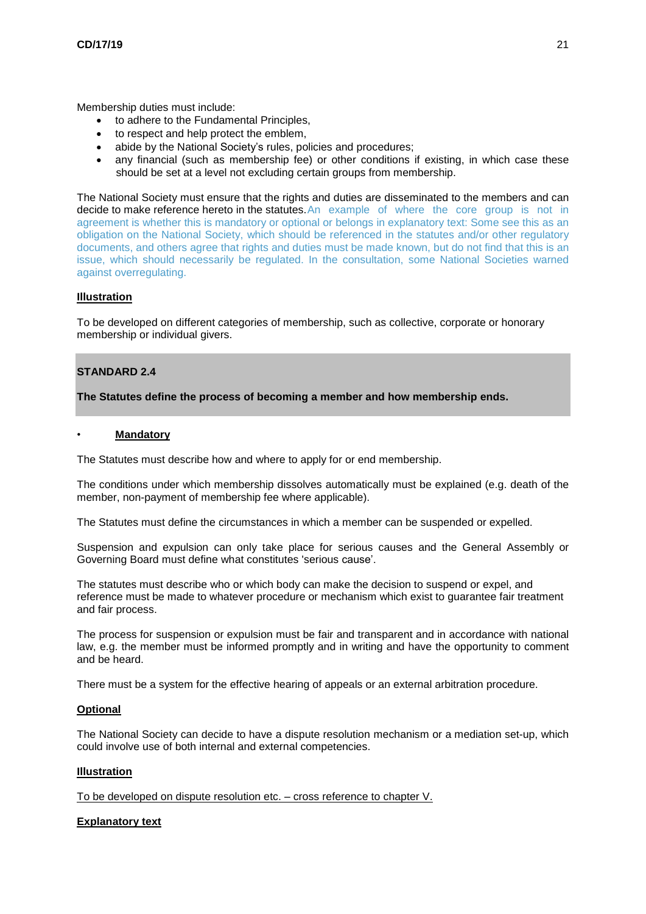Membership duties must include:

- to adhere to the Fundamental Principles,
- to respect and help protect the emblem,
- abide by the National Society's rules, policies and procedures;
- any financial (such as membership fee) or other conditions if existing, in which case these should be set at a level not excluding certain groups from membership.

The National Society must ensure that the rights and duties are disseminated to the members and can decide to make reference hereto in the statutes. An example of where the core group is not in agreement is whether this is mandatory or optional or belongs in explanatory text: Some see this as an obligation on the National Society, which should be referenced in the statutes and/or other regulatory documents, and others agree that rights and duties must be made known, but do not find that this is an issue, which should necessarily be regulated. In the consultation, some National Societies warned against overregulating.

**Illustration**

To be developed on different categories of membership, such as collective, corporate or honorary membership or individual givers.

**STANDARD 2.4**

**The Statutes define the process of becoming a member and how membership ends.**

- **Mandatory**

The Statutes must describe how and where to apply for or end membership.

The conditions under which membership dissolves automatically must be explained (e.g. death of the member, non-payment of membership fee where applicable).

The Statutes must define the circumstances in which a member can be suspended or expelled.

Suspension and expulsion can only take place for serious causes and the General Assembly or Governing Board must define what constitutes 'serious cause'.

The statutes must describe who or which body can make the decision to suspend or expel, and reference must be made to whatever procedure or mechanism which exist to guarantee fair treatment and fair process.

The process for suspension or expulsion must be fair and transparent and in accordance with national law, e.g. the member must be informed promptly and in writing and have the opportunity to comment and be heard.

There must be a system for the effective hearing of appeals or an external arbitration procedure.

**Optional**

The National Society can decide to have a dispute resolution mechanism or a mediation set-up, which could involve use of both internal and external competencies.

**Illustration**

To be developed on dispute resolution etc. – cross reference to chapter V.

**Explanatory text**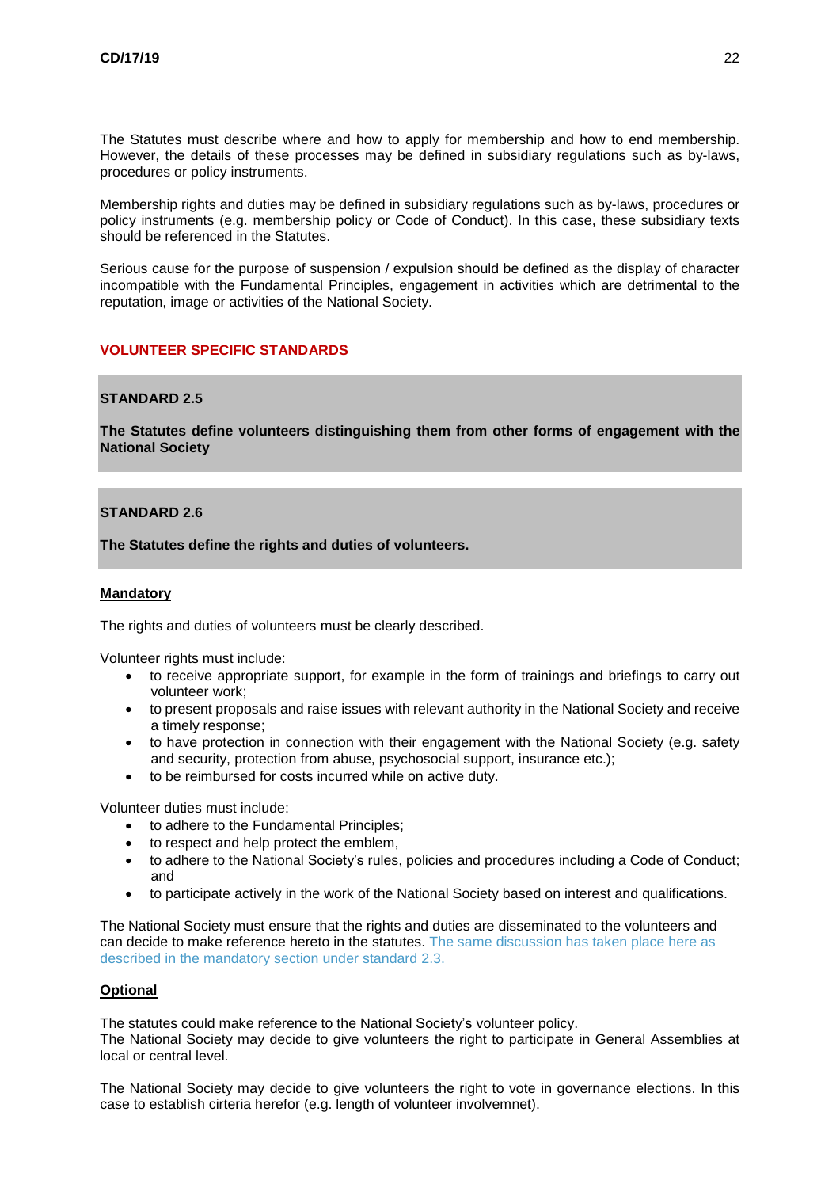The Statutes must describe where and how to apply for membership and how to end membership. However, the details of these processes may be defined in subsidiary regulations such as by-laws, procedures or policy instruments.

Membership rights and duties may be defined in subsidiary regulations such as by-laws, procedures or policy instruments (e.g. membership policy or Code of Conduct). In this case, these subsidiary texts should be referenced in the Statutes.

Serious cause for the purpose of suspension / expulsion should be defined as the display of character incompatible with the Fundamental Principles, engagement in activities which are detrimental to the reputation, image or activities of the National Society.

## VOLUNTEER SPECIFIC STANDARDS

### STANDARD 2.5

**The Statutes define volunteers distinguishing them from other forms of engagement with the National Society**

### STANDARD 2.6

**The Statutes define the rights and duties of volunteers.**

#### Mandatory

The rights and duties of volunteers must be clearly described.

Volunteer rights must include:

- to receive appropriate support, for example in the form of trainings and briefings to carry out volunteer work;
- to present proposals and raise issues with relevant authority in the National Society and receive a timely response;
- to have protection in connection with their engagement with the National Society (e.g. safety and security, protection from abuse, psychosocial support, insurance etc.);
- to be reimbursed for costs incurred while on active duty.

Volunteer duties must include:

- to adhere to the Fundamental Principles;
- to respect and help protect the emblem,
- to adhere to the National Society's rules, policies and procedures including a Code of Conduct; and
- to participate actively in the work of the National Society based on interest and qualifications.

The National Society must ensure that the rights and duties are disseminated to the volunteers and can decide to make reference hereto in the statutes. The same discussion has taken place here as described in the mandatory section under standard 2.3.

#### Optional

The statutes could make reference to the National Society's volunteer policy.
The National Society may decide to give volunteers the right to participate in General Assemblies at local or central level.

The National Society may decide to give volunteers the right to vote in governance elections. In this case to establish cirteria herefor (e.g. length of volunteer involvemnet).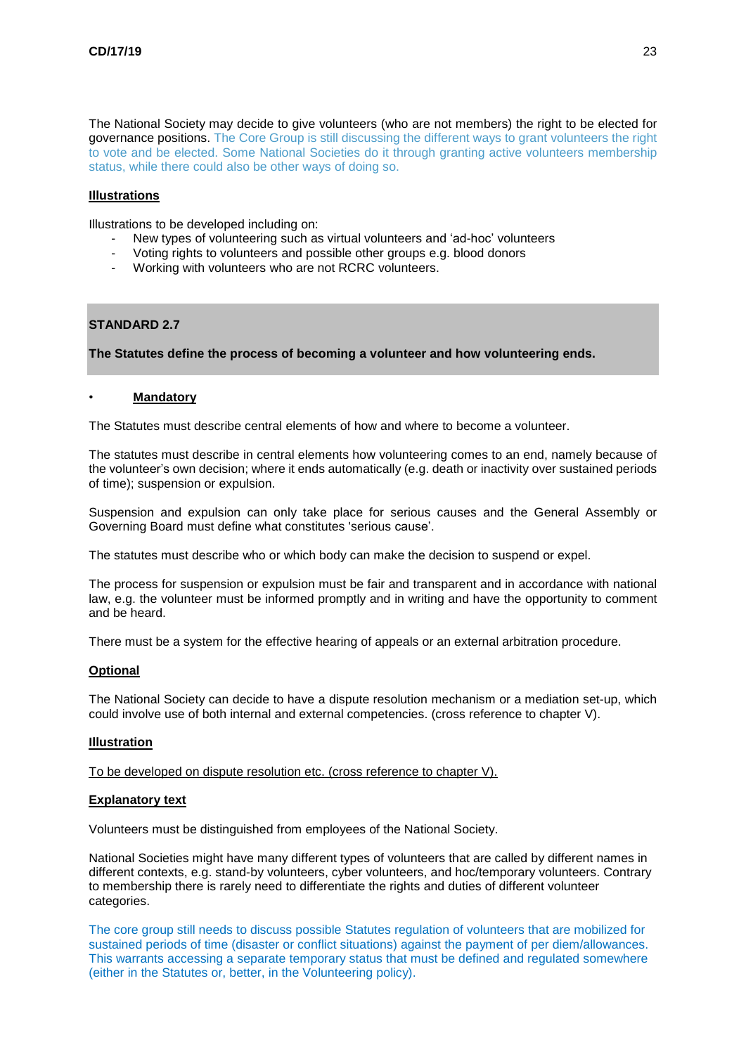The National Society may decide to give volunteers (who are not members) the right to be elected for governance positions. The Core Group is still discussing the different ways to grant volunteers the right to vote and be elected. Some National Societies do it through granting active volunteers membership status, while there could also be other ways of doing so.

**Illustrations**

Illustrations to be developed including on:

- New types of volunteering such as virtual volunteers and 'ad-hoc' volunteers
- Voting rights to volunteers and possible other groups e.g. blood donors
- Working with volunteers who are not RCRC volunteers.

**STANDARD 2.7**

**The Statutes define the process of becoming a volunteer and how volunteering ends.**

- **Mandatory**

The Statutes must describe central elements of how and where to become a volunteer.

The statutes must describe in central elements how volunteering comes to an end, namely because of the volunteer's own decision; where it ends automatically (e.g. death or inactivity over sustained periods of time); suspension or expulsion.

Suspension and expulsion can only take place for serious causes and the General Assembly or Governing Board must define what constitutes 'serious cause'.

The statutes must describe who or which body can make the decision to suspend or expel.

The process for suspension or expulsion must be fair and transparent and in accordance with national law, e.g. the volunteer must be informed promptly and in writing and have the opportunity to comment and be heard.

There must be a system for the effective hearing of appeals or an external arbitration procedure.

**Optional**

The National Society can decide to have a dispute resolution mechanism or a mediation set-up, which could involve use of both internal and external competencies. (cross reference to chapter V).

**Illustration**

To be developed on dispute resolution etc. (cross reference to chapter V).

**Explanatory text**

Volunteers must be distinguished from employees of the National Society.

National Societies might have many different types of volunteers that are called by different names in different contexts, e.g. stand-by volunteers, cyber volunteers, and hoc/temporary volunteers. Contrary to membership there is rarely need to differentiate the rights and duties of different volunteer categories.

The core group still needs to discuss possible Statutes regulation of volunteers that are mobilized for sustained periods of time (disaster or conflict situations) against the payment of per diem/allowances. This warrants accessing a separate temporary status that must be defined and regulated somewhere (either in the Statutes or, better, in the Volunteering policy).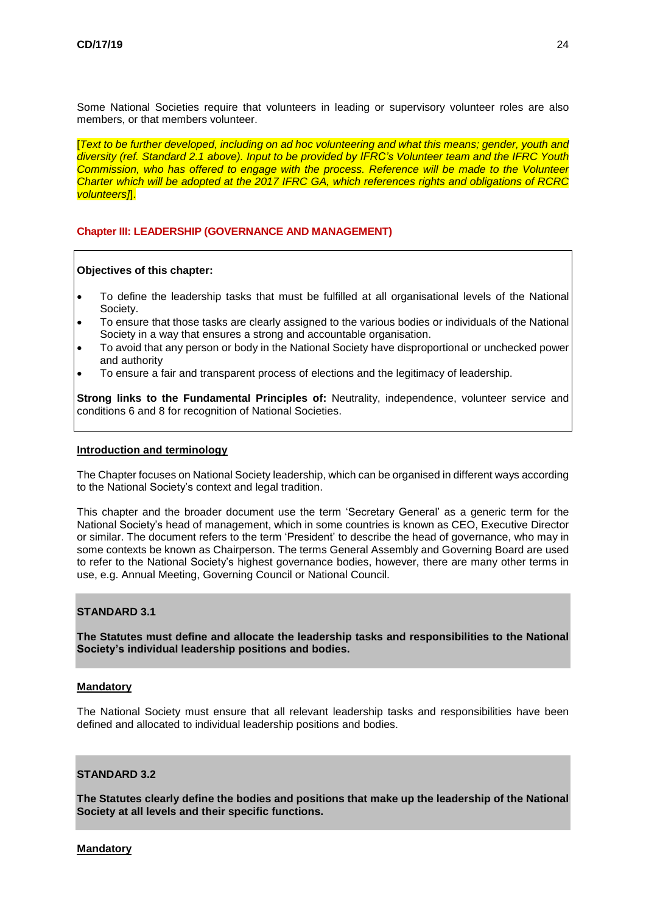Some National Societies require that volunteers in leading or supervisory volunteer roles are also members, or that members volunteer.

[*Text to be further developed, including on ad hoc volunteering and what this means; gender, youth and diversity (ref. Standard 2.1 above). Input to be provided by IFRC's Volunteer team and the IFRC Youth Commission, who has offered to engage with the process. Reference will be made to the Volunteer Charter which will be adopted at the 2017 IFRC GA, which references rights and obligations of RCRC volunteers]*].

## Chapter III: LEADERSHIP (GOVERNANCE AND MANAGEMENT)

**Objectives of this chapter:**

- To define the leadership tasks that must be fulfilled at all organisational levels of the National Society.
- To ensure that those tasks are clearly assigned to the various bodies or individuals of the National Society in a way that ensures a strong and accountable organisation.
- To avoid that any person or body in the National Society have disproportional or unchecked power and authority
- To ensure a fair and transparent process of elections and the legitimacy of leadership.

**Strong links to the Fundamental Principles of:** Neutrality, independence, volunteer service and conditions 6 and 8 for recognition of National Societies.

### Introduction and terminology

The Chapter focuses on National Society leadership, which can be organised in different ways according to the National Society's context and legal tradition.

This chapter and the broader document use the term 'Secretary General' as a generic term for the National Society's head of management, which in some countries is known as CEO, Executive Director or similar. The document refers to the term 'President' to describe the head of governance, who may in some contexts be known as Chairperson. The terms General Assembly and Governing Board are used to refer to the National Society's highest governance bodies, however, there are many other terms in use, e.g. Annual Meeting, Governing Council or National Council.

### STANDARD 3.1

**The Statutes must define and allocate the leadership tasks and responsibilities to the National Society's individual leadership positions and bodies.**

**Mandatory**

The National Society must ensure that all relevant leadership tasks and responsibilities have been defined and allocated to individual leadership positions and bodies.

### STANDARD 3.2

**The Statutes clearly define the bodies and positions that make up the leadership of the National Society at all levels and their specific functions.**

**Mandatory**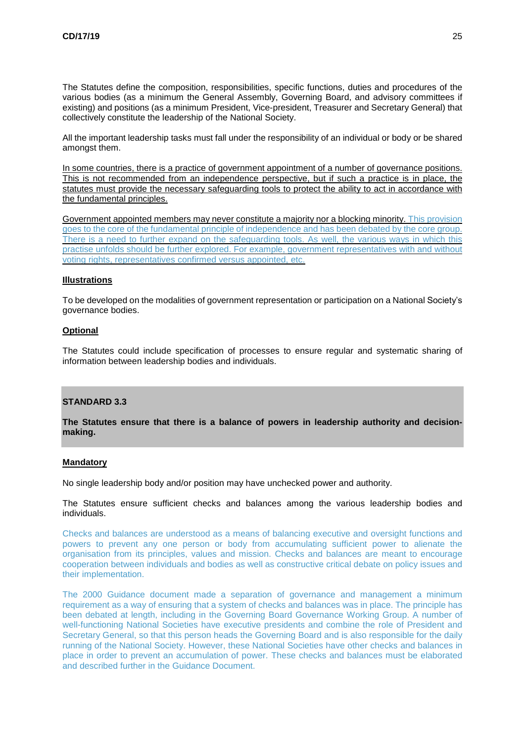The Statutes define the composition, responsibilities, specific functions, duties and procedures of the various bodies (as a minimum the General Assembly, Governing Board, and advisory committees if existing) and positions (as a minimum President, Vice-president, Treasurer and Secretary General) that collectively constitute the leadership of the National Society.

All the important leadership tasks must fall under the responsibility of an individual or body or be shared amongst them.

In some countries, there is a practice of government appointment of a number of governance positions. This is not recommended from an independence perspective, but if such a practice is in place, the statutes must provide the necessary safeguarding tools to protect the ability to act in accordance with the fundamental principles.

Government appointed members may never constitute a majority nor a blocking minority. This provision goes to the core of the fundamental principle of independence and has been debated by the core group. There is a need to further expand on the safeguarding tools. As well, the various ways in which this practise unfolds should be further explored. For example, government representatives with and without voting rights, representatives confirmed versus appointed, etc.

**Illustrations**

To be developed on the modalities of government representation or participation on a National Society's governance bodies.

**Optional**

The Statutes could include specification of processes to ensure regular and systematic sharing of information between leadership bodies and individuals.

**STANDARD 3.3**

**The Statutes ensure that there is a balance of powers in leadership authority and decision-making.**

**Mandatory**

No single leadership body and/or position may have unchecked power and authority.

The Statutes ensure sufficient checks and balances among the various leadership bodies and individuals.

Checks and balances are understood as a means of balancing executive and oversight functions and powers to prevent any one person or body from accumulating sufficient power to alienate the organisation from its principles, values and mission. Checks and balances are meant to encourage cooperation between individuals and bodies as well as constructive critical debate on policy issues and their implementation.

The 2000 Guidance document made a separation of governance and management a minimum requirement as a way of ensuring that a system of checks and balances was in place. The principle has been debated at length, including in the Governing Board Governance Working Group. A number of well-functioning National Societies have executive presidents and combine the role of President and Secretary General, so that this person heads the Governing Board and is also responsible for the daily running of the National Society. However, these National Societies have other checks and balances in place in order to prevent an accumulation of power. These checks and balances must be elaborated and described further in the Guidance Document.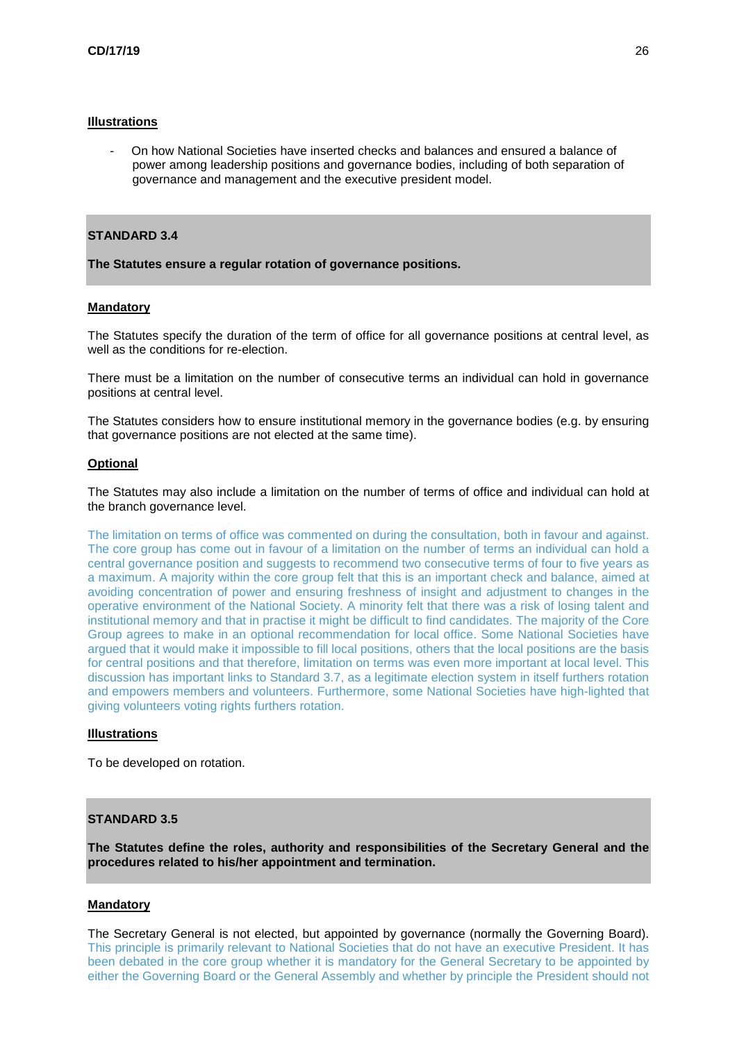**Illustrations**

- On how National Societies have inserted checks and balances and ensured a balance of power among leadership positions and governance bodies, including of both separation of governance and management and the executive president model.

**STANDARD 3.4**

**The Statutes ensure a regular rotation of governance positions.**

**Mandatory**

The Statutes specify the duration of the term of office for all governance positions at central level, as well as the conditions for re-election.

There must be a limitation on the number of consecutive terms an individual can hold in governance positions at central level.

The Statutes considers how to ensure institutional memory in the governance bodies (e.g. by ensuring that governance positions are not elected at the same time).

**Optional**

The Statutes may also include a limitation on the number of terms of office and individual can hold at the branch governance level.

The limitation on terms of office was commented on during the consultation, both in favour and against. The core group has come out in favour of a limitation on the number of terms an individual can hold a central governance position and suggests to recommend two consecutive terms of four to five years as a maximum. A majority within the core group felt that this is an important check and balance, aimed at avoiding concentration of power and ensuring freshness of insight and adjustment to changes in the operative environment of the National Society. A minority felt that there was a risk of losing talent and institutional memory and that in practise it might be difficult to find candidates. The majority of the Core Group agrees to make in an optional recommendation for local office. Some National Societies have argued that it would make it impossible to fill local positions, others that the local positions are the basis for central positions and that therefore, limitation on terms was even more important at local level. This discussion has important links to Standard 3.7, as a legitimate election system in itself furthers rotation and empowers members and volunteers. Furthermore, some National Societies have high-lighted that giving volunteers voting rights furthers rotation.

**Illustrations**

To be developed on rotation.

**STANDARD 3.5**

**The Statutes define the roles, authority and responsibilities of the Secretary General and the procedures related to his/her appointment and termination.**

**Mandatory**

The Secretary General is not elected, but appointed by governance (normally the Governing Board). This principle is primarily relevant to National Societies that do not have an executive President. It has been debated in the core group whether it is mandatory for the General Secretary to be appointed by either the Governing Board or the General Assembly and whether by principle the President should not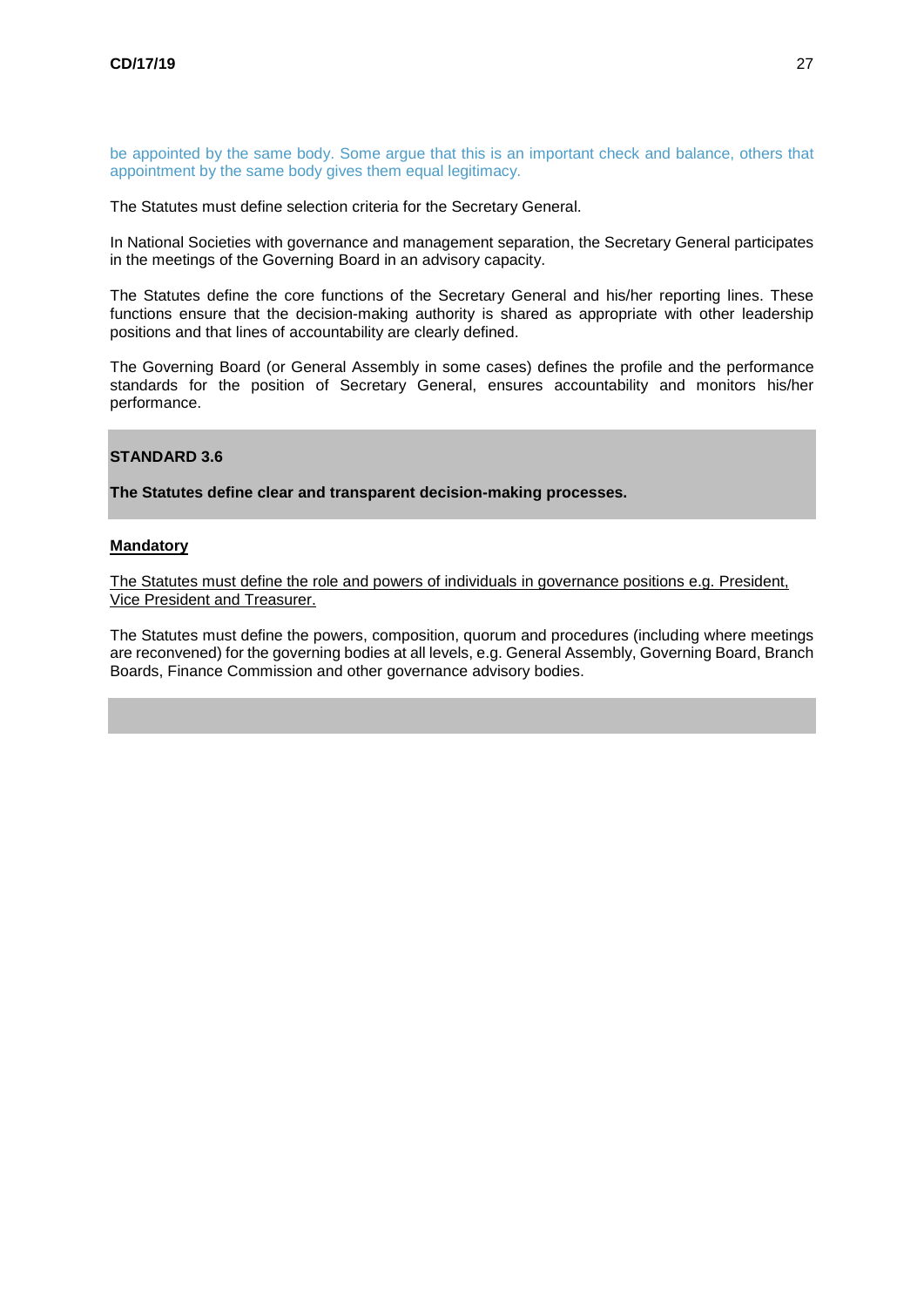be appointed by the same body. Some argue that this is an important check and balance, others that appointment by the same body gives them equal legitimacy.

The Statutes must define selection criteria for the Secretary General.

In National Societies with governance and management separation, the Secretary General participates in the meetings of the Governing Board in an advisory capacity.

The Statutes define the core functions of the Secretary General and his/her reporting lines. These functions ensure that the decision-making authority is shared as appropriate with other leadership positions and that lines of accountability are clearly defined.

The Governing Board (or General Assembly in some cases) defines the profile and the performance standards for the position of Secretary General, ensures accountability and monitors his/her performance.

**STANDARD 3.6**

**The Statutes define clear and transparent decision-making processes.**

**Mandatory**

The Statutes must define the role and powers of individuals in governance positions e.g. President, Vice President and Treasurer.

The Statutes must define the powers, composition, quorum and procedures (including where meetings are reconvened) for the governing bodies at all levels, e.g. General Assembly, Governing Board, Branch Boards, Finance Commission and other governance advisory bodies.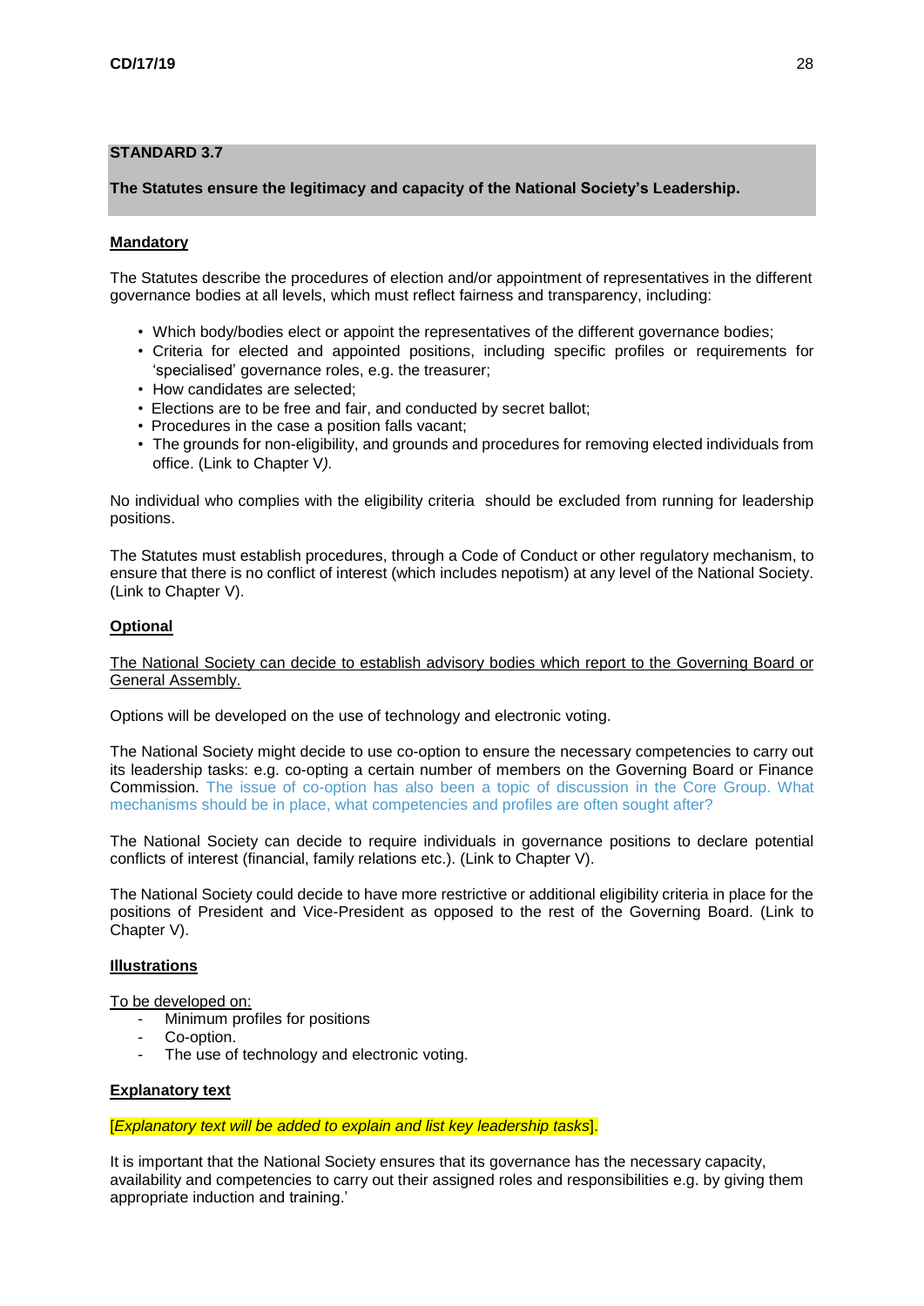## STANDARD 3.7

**The Statutes ensure the legitimacy and capacity of the National Society's Leadership.**

### Mandatory

The Statutes describe the procedures of election and/or appointment of representatives in the different governance bodies at all levels, which must reflect fairness and transparency, including:

- Which body/bodies elect or appoint the representatives of the different governance bodies;
- Criteria for elected and appointed positions, including specific profiles or requirements for 'specialised' governance roles, e.g. the treasurer;
- How candidates are selected;
- Elections are to be free and fair, and conducted by secret ballot;
- Procedures in the case a position falls vacant;
- The grounds for non-eligibility, and grounds and procedures for removing elected individuals from office. (Link to Chapter V*)*.

No individual who complies with the eligibility criteria should be excluded from running for leadership positions.

The Statutes must establish procedures, through a Code of Conduct or other regulatory mechanism, to ensure that there is no conflict of interest (which includes nepotism) at any level of the National Society. (Link to Chapter V).

### Optional

The National Society can decide to establish advisory bodies which report to the Governing Board or General Assembly.

Options will be developed on the use of technology and electronic voting.

The National Society might decide to use co-option to ensure the necessary competencies to carry out its leadership tasks: e.g. co-opting a certain number of members on the Governing Board or Finance Commission. The issue of co-option has also been a topic of discussion in the Core Group. What mechanisms should be in place, what competencies and profiles are often sought after?

The National Society can decide to require individuals in governance positions to declare potential conflicts of interest (financial, family relations etc.). (Link to Chapter V).

The National Society could decide to have more restrictive or additional eligibility criteria in place for the positions of President and Vice-President as opposed to the rest of the Governing Board. (Link to Chapter V).

### Illustrations

To be developed on:

- Minimum profiles for positions
- Co-option.
- The use of technology and electronic voting.

### Explanatory text

[*Explanatory text will be added to explain and list key leadership tasks*].

It is important that the National Society ensures that its governance has the necessary capacity, availability and competencies to carry out their assigned roles and responsibilities e.g. by giving them appropriate induction and training.'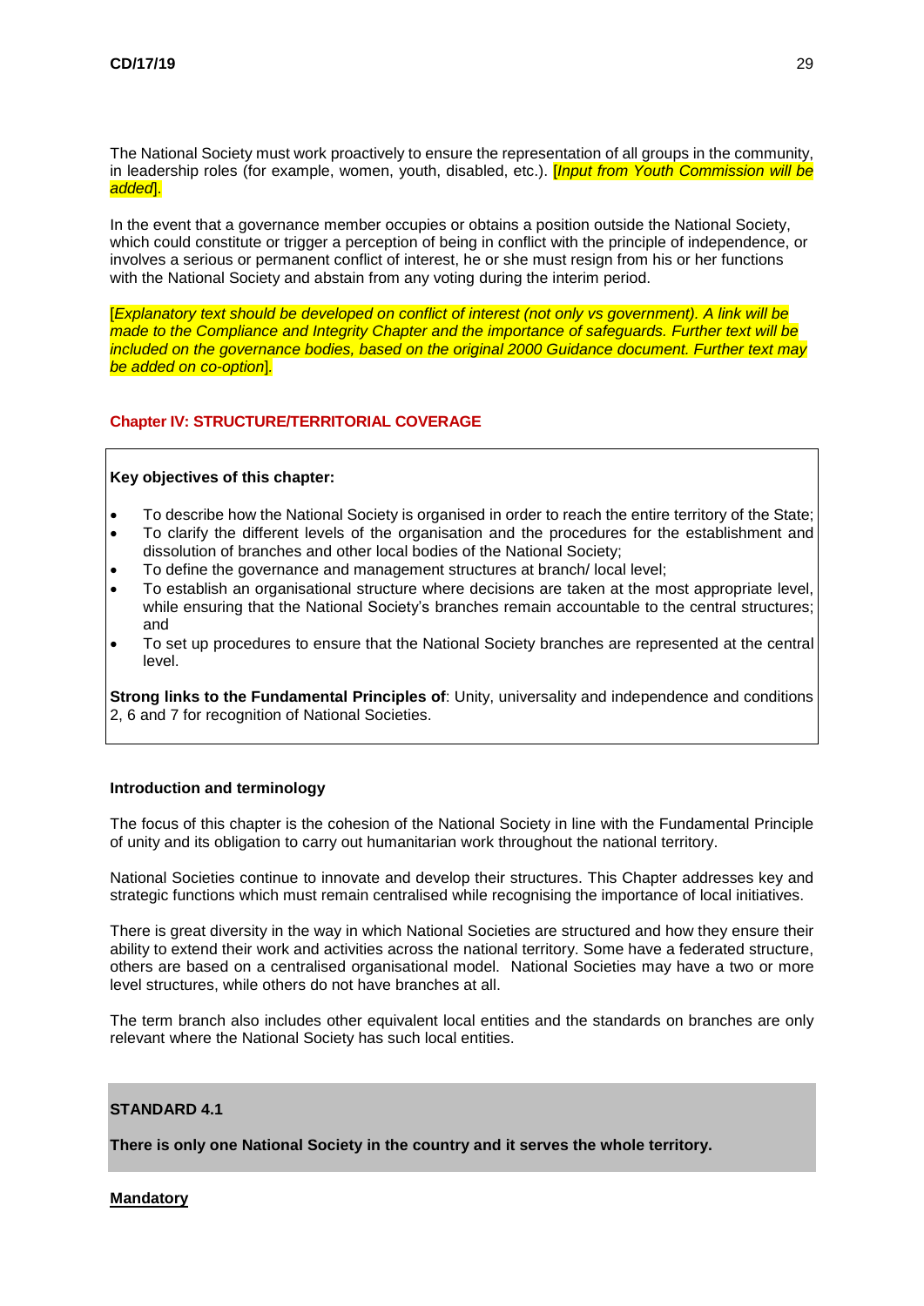The National Society must work proactively to ensure the representation of all groups in the community, in leadership roles (for example, women, youth, disabled, etc.). [*Input from Youth Commission will be added*].

In the event that a governance member occupies or obtains a position outside the National Society, which could constitute or trigger a perception of being in conflict with the principle of independence, or involves a serious or permanent conflict of interest, he or she must resign from his or her functions with the National Society and abstain from any voting during the interim period.

[*Explanatory text should be developed on conflict of interest (not only vs government). A link will be made to the Compliance and Integrity Chapter and the importance of safeguards. Further text will be included on the governance bodies, based on the original 2000 Guidance document. Further text may be added on co-option*].

## Chapter IV: STRUCTURE/TERRITORIAL COVERAGE

**Key objectives of this chapter:**

- To describe how the National Society is organised in order to reach the entire territory of the State;
- To clarify the different levels of the organisation and the procedures for the establishment and dissolution of branches and other local bodies of the National Society;
- To define the governance and management structures at branch/ local level;
- To establish an organisational structure where decisions are taken at the most appropriate level, while ensuring that the National Society's branches remain accountable to the central structures; and
- To set up procedures to ensure that the National Society branches are represented at the central level.

**Strong links to the Fundamental Principles of**: Unity, universality and independence and conditions 2, 6 and 7 for recognition of National Societies.

### Introduction and terminology

The focus of this chapter is the cohesion of the National Society in line with the Fundamental Principle of unity and its obligation to carry out humanitarian work throughout the national territory.

National Societies continue to innovate and develop their structures. This Chapter addresses key and strategic functions which must remain centralised while recognising the importance of local initiatives.

There is great diversity in the way in which National Societies are structured and how they ensure their ability to extend their work and activities across the national territory. Some have a federated structure, others are based on a centralised organisational model. National Societies may have a two or more level structures, while others do not have branches at all.

The term branch also includes other equivalent local entities and the standards on branches are only relevant where the National Society has such local entities.

### STANDARD 4.1

**There is only one National Society in the country and it serves the whole territory.**

**Mandatory**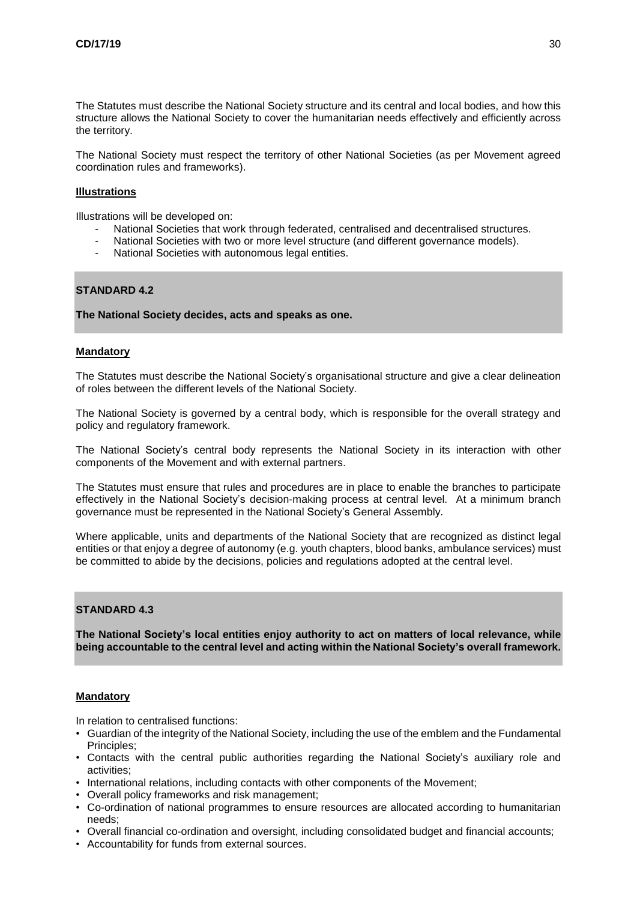The Statutes must describe the National Society structure and its central and local bodies, and how this structure allows the National Society to cover the humanitarian needs effectively and efficiently across the territory.

The National Society must respect the territory of other National Societies (as per Movement agreed coordination rules and frameworks).

**Illustrations**

Illustrations will be developed on:

- National Societies that work through federated, centralised and decentralised structures.
- National Societies with two or more level structure (and different governance models).
- National Societies with autonomous legal entities.

### STANDARD 4.2

**The National Society decides, acts and speaks as one.**

**Mandatory**

The Statutes must describe the National Society's organisational structure and give a clear delineation of roles between the different levels of the National Society.

The National Society is governed by a central body, which is responsible for the overall strategy and policy and regulatory framework.

The National Society's central body represents the National Society in its interaction with other components of the Movement and with external partners.

The Statutes must ensure that rules and procedures are in place to enable the branches to participate effectively in the National Society's decision-making process at central level. At a minimum branch governance must be represented in the National Society's General Assembly.

Where applicable, units and departments of the National Society that are recognized as distinct legal entities or that enjoy a degree of autonomy (e.g. youth chapters, blood banks, ambulance services) must be committed to abide by the decisions, policies and regulations adopted at the central level.

### STANDARD 4.3

**The National Society's local entities enjoy authority to act on matters of local relevance, while being accountable to the central level and acting within the National Society's overall framework.**

**Mandatory**

In relation to centralised functions:

- Guardian of the integrity of the National Society, including the use of the emblem and the Fundamental Principles;
- Contacts with the central public authorities regarding the National Society's auxiliary role and activities;
- International relations, including contacts with other components of the Movement;
- Overall policy frameworks and risk management;
- Co-ordination of national programmes to ensure resources are allocated according to humanitarian needs;
- Overall financial co-ordination and oversight, including consolidated budget and financial accounts;
- Accountability for funds from external sources.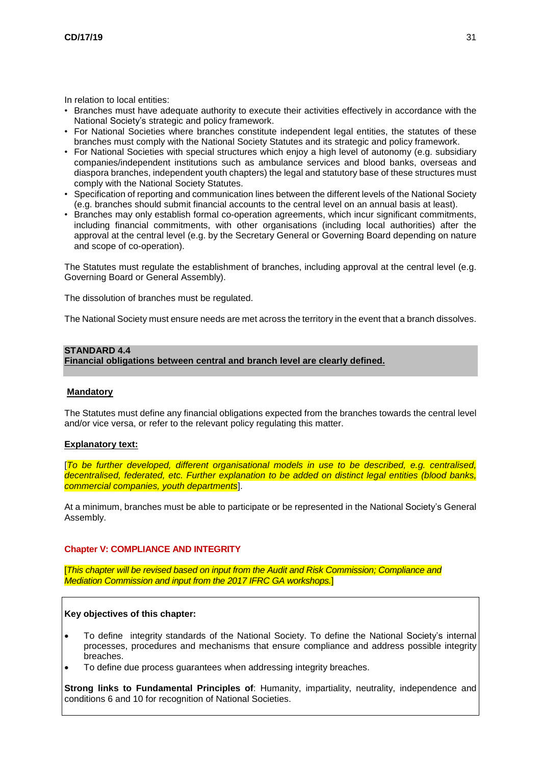In relation to local entities:

- Branches must have adequate authority to execute their activities effectively in accordance with the National Society's strategic and policy framework.
- For National Societies where branches constitute independent legal entities, the statutes of these branches must comply with the National Society Statutes and its strategic and policy framework.
- For National Societies with special structures which enjoy a high level of autonomy (e.g. subsidiary companies/independent institutions such as ambulance services and blood banks, overseas and diaspora branches, independent youth chapters) the legal and statutory base of these structures must comply with the National Society Statutes.
- Specification of reporting and communication lines between the different levels of the National Society (e.g. branches should submit financial accounts to the central level on an annual basis at least).
- Branches may only establish formal co-operation agreements, which incur significant commitments, including financial commitments, with other organisations (including local authorities) after the approval at the central level (e.g. by the Secretary General or Governing Board depending on nature and scope of co-operation).

The Statutes must regulate the establishment of branches, including approval at the central level (e.g. Governing Board or General Assembly).

The dissolution of branches must be regulated.

The National Society must ensure needs are met across the territory in the event that a branch dissolves.

**STANDARD 4.4**
**Financial obligations between central and branch level are clearly defined.**

**Mandatory**

The Statutes must define any financial obligations expected from the branches towards the central level and/or vice versa, or refer to the relevant policy regulating this matter.

**Explanatory text:**

[*To be further developed, different organisational models in use to be described, e.g. centralised, decentralised, federated, etc. Further explanation to be added on distinct legal entities (blood banks, commercial companies, youth departments*].

At a minimum, branches must be able to participate or be represented in the National Society's General Assembly.

## Chapter V: COMPLIANCE AND INTEGRITY

[*This chapter will be revised based on input from the Audit and Risk Commission; Compliance and Mediation Commission and input from the 2017 IFRC GA workshops.*]

**Key objectives of this chapter:**

- To define integrity standards of the National Society. To define the National Society's internal processes, procedures and mechanisms that ensure compliance and address possible integrity breaches.
- To define due process guarantees when addressing integrity breaches.

**Strong links to Fundamental Principles of**: Humanity, impartiality, neutrality, independence and conditions 6 and 10 for recognition of National Societies.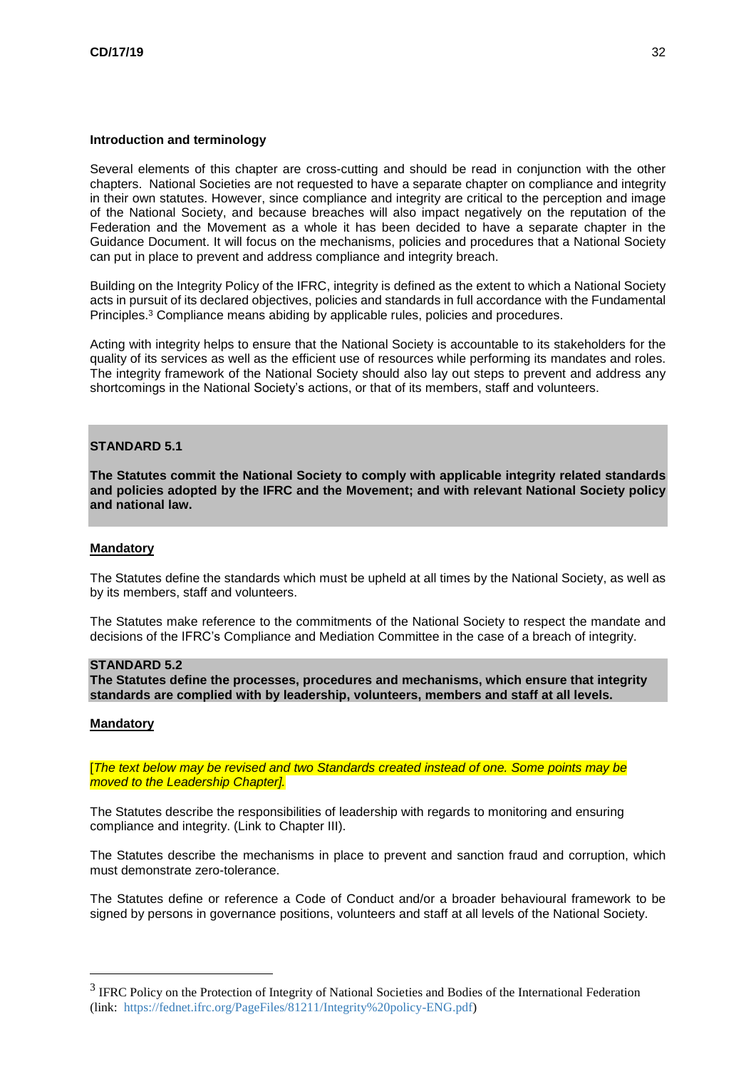### Introduction and terminology

Several elements of this chapter are cross-cutting and should be read in conjunction with the other chapters. National Societies are not requested to have a separate chapter on compliance and integrity in their own statutes. However, since compliance and integrity are critical to the perception and image of the National Society, and because breaches will also impact negatively on the reputation of the Federation and the Movement as a whole it has been decided to have a separate chapter in the Guidance Document. It will focus on the mechanisms, policies and procedures that a National Society can put in place to prevent and address compliance and integrity breach.

Building on the Integrity Policy of the IFRC, integrity is defined as the extent to which a National Society acts in pursuit of its declared objectives, policies and standards in full accordance with the Fundamental Principles.[3] Compliance means abiding by applicable rules, policies and procedures.

Acting with integrity helps to ensure that the National Society is accountable to its stakeholders for the quality of its services as well as the efficient use of resources while performing its mandates and roles. The integrity framework of the National Society should also lay out steps to prevent and address any shortcomings in the National Society's actions, or that of its members, staff and volunteers.

### STANDARD 5.1

**The Statutes commit the National Society to comply with applicable integrity related standards and policies adopted by the IFRC and the Movement; and with relevant National Society policy and national law.**

**Mandatory**

The Statutes define the standards which must be upheld at all times by the National Society, as well as by its members, staff and volunteers.

The Statutes make reference to the commitments of the National Society to respect the mandate and decisions of the IFRC's Compliance and Mediation Committee in the case of a breach of integrity.

### STANDARD 5.2

**The Statutes define the processes, procedures and mechanisms, which ensure that integrity standards are complied with by leadership, volunteers, members and staff at all levels.**

**Mandatory**

[*The text below may be revised and two Standards created instead of one. Some points may be moved to the Leadership Chapter].*

The Statutes describe the responsibilities of leadership with regards to monitoring and ensuring compliance and integrity. (Link to Chapter III).

The Statutes describe the mechanisms in place to prevent and sanction fraud and corruption, which must demonstrate zero-tolerance.

The Statutes define or reference a Code of Conduct and/or a broader behavioural framework to be signed by persons in governance positions, volunteers and staff at all levels of the National Society.

---

[3] IFRC Policy on the Protection of Integrity of National Societies and Bodies of the International Federation (link: https://fednet.ifrc.org/PageFiles/81211/Integrity%20policy-ENG.pdf)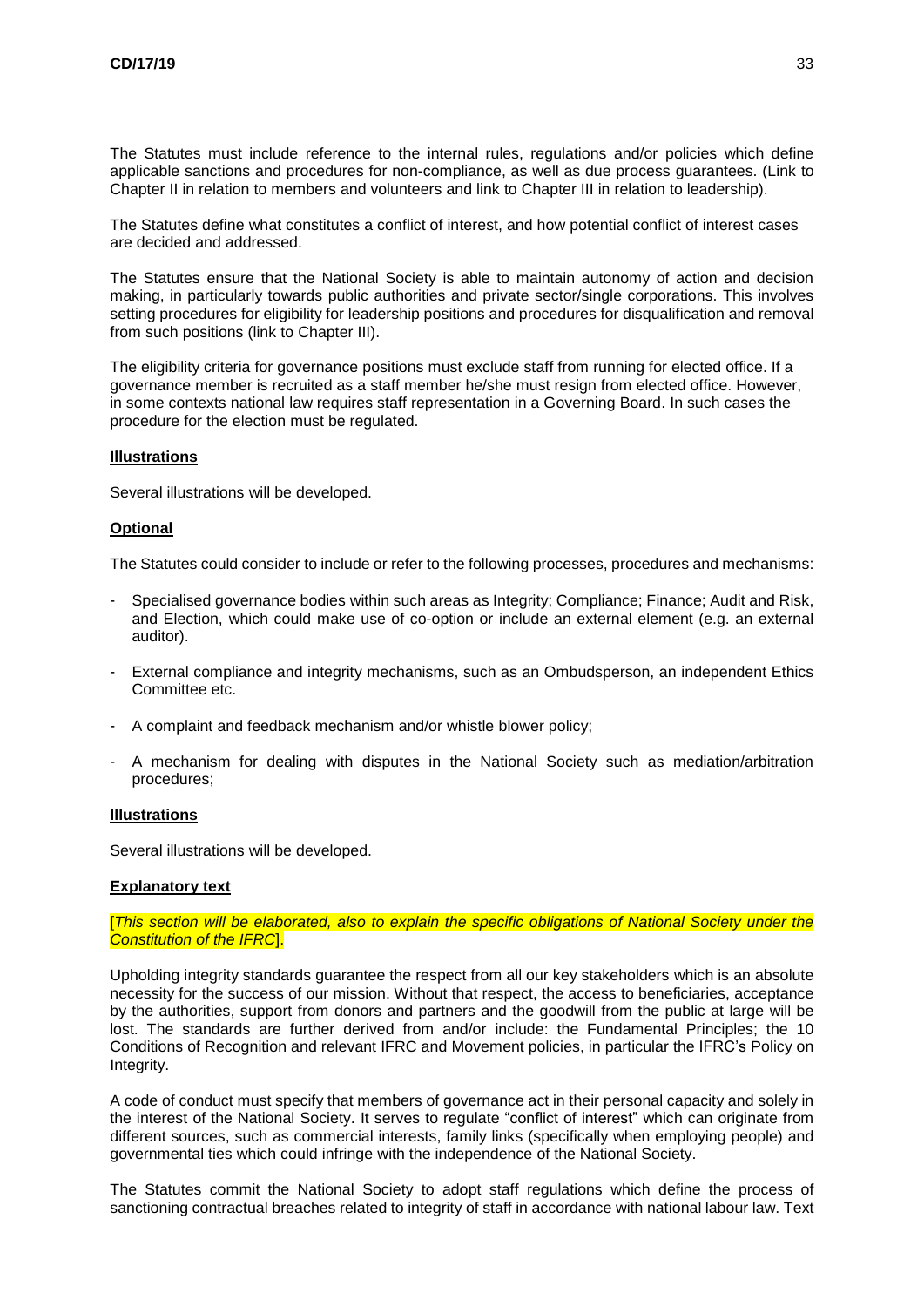The Statutes must include reference to the internal rules, regulations and/or policies which define applicable sanctions and procedures for non-compliance, as well as due process guarantees. (Link to Chapter II in relation to members and volunteers and link to Chapter III in relation to leadership).

The Statutes define what constitutes a conflict of interest, and how potential conflict of interest cases are decided and addressed.

The Statutes ensure that the National Society is able to maintain autonomy of action and decision making, in particularly towards public authorities and private sector/single corporations. This involves setting procedures for eligibility for leadership positions and procedures for disqualification and removal from such positions (link to Chapter III).

The eligibility criteria for governance positions must exclude staff from running for elected office. If a governance member is recruited as a staff member he/she must resign from elected office. However, in some contexts national law requires staff representation in a Governing Board. In such cases the procedure for the election must be regulated.

**Illustrations**

Several illustrations will be developed.

**Optional**

The Statutes could consider to include or refer to the following processes, procedures and mechanisms:

- Specialised governance bodies within such areas as Integrity; Compliance; Finance; Audit and Risk, and Election, which could make use of co-option or include an external element (e.g. an external auditor).
- External compliance and integrity mechanisms, such as an Ombudsperson, an independent Ethics Committee etc.
- A complaint and feedback mechanism and/or whistle blower policy;
- A mechanism for dealing with disputes in the National Society such as mediation/arbitration procedures;

**Illustrations**

Several illustrations will be developed.

**Explanatory text**

[*This section will be elaborated, also to explain the specific obligations of National Society under the Constitution of the IFRC*].

Upholding integrity standards guarantee the respect from all our key stakeholders which is an absolute necessity for the success of our mission. Without that respect, the access to beneficiaries, acceptance by the authorities, support from donors and partners and the goodwill from the public at large will be lost. The standards are further derived from and/or include: the Fundamental Principles; the 10 Conditions of Recognition and relevant IFRC and Movement policies, in particular the IFRC's Policy on Integrity.

A code of conduct must specify that members of governance act in their personal capacity and solely in the interest of the National Society. It serves to regulate "conflict of interest" which can originate from different sources, such as commercial interests, family links (specifically when employing people) and governmental ties which could infringe with the independence of the National Society.

The Statutes commit the National Society to adopt staff regulations which define the process of sanctioning contractual breaches related to integrity of staff in accordance with national labour law. Text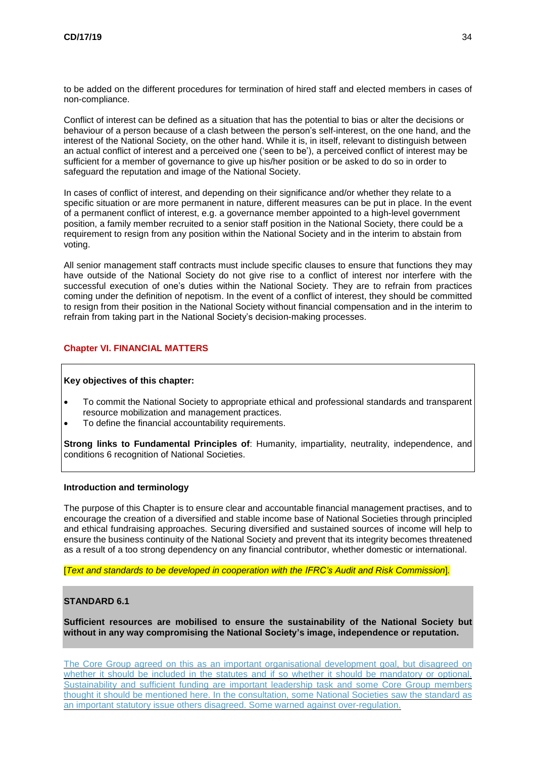to be added on the different procedures for termination of hired staff and elected members in cases of non-compliance.

Conflict of interest can be defined as a situation that has the potential to bias or alter the decisions or behaviour of a person because of a clash between the person's self-interest, on the one hand, and the interest of the National Society, on the other hand. While it is, in itself, relevant to distinguish between an actual conflict of interest and a perceived one ('seen to be'), a perceived conflict of interest may be sufficient for a member of governance to give up his/her position or be asked to do so in order to safeguard the reputation and image of the National Society.

In cases of conflict of interest, and depending on their significance and/or whether they relate to a specific situation or are more permanent in nature, different measures can be put in place. In the event of a permanent conflict of interest, e.g. a governance member appointed to a high-level government position, a family member recruited to a senior staff position in the National Society, there could be a requirement to resign from any position within the National Society and in the interim to abstain from voting.

All senior management staff contracts must include specific clauses to ensure that functions they may have outside of the National Society do not give rise to a conflict of interest nor interfere with the successful execution of one's duties within the National Society. They are to refrain from practices coming under the definition of nepotism. In the event of a conflict of interest, they should be committed to resign from their position in the National Society without financial compensation and in the interim to refrain from taking part in the National Society's decision-making processes.

## Chapter VI. FINANCIAL MATTERS

**Key objectives of this chapter:**

- To commit the National Society to appropriate ethical and professional standards and transparent resource mobilization and management practices.
- To define the financial accountability requirements.

**Strong links to Fundamental Principles of**: Humanity, impartiality, neutrality, independence, and conditions 6 recognition of National Societies.

**Introduction and terminology**

The purpose of this Chapter is to ensure clear and accountable financial management practises, and to encourage the creation of a diversified and stable income base of National Societies through principled and ethical fundraising approaches. Securing diversified and sustained sources of income will help to ensure the business continuity of the National Society and prevent that its integrity becomes threatened as a result of a too strong dependency on any financial contributor, whether domestic or international.

[*Text and standards to be developed in cooperation with the IFRC's Audit and Risk Commission*].

**STANDARD 6.1**

**Sufficient resources are mobilised to ensure the sustainability of the National Society but without in any way compromising the National Society's image, independence or reputation.**

The Core Group agreed on this as an important organisational development goal, but disagreed on whether it should be included in the statutes and if so whether it should be mandatory or optional. Sustainability and sufficient funding are important leadership task and some Core Group members thought it should be mentioned here. In the consultation, some National Societies saw the standard as an important statutory issue others disagreed. Some warned against over-regulation.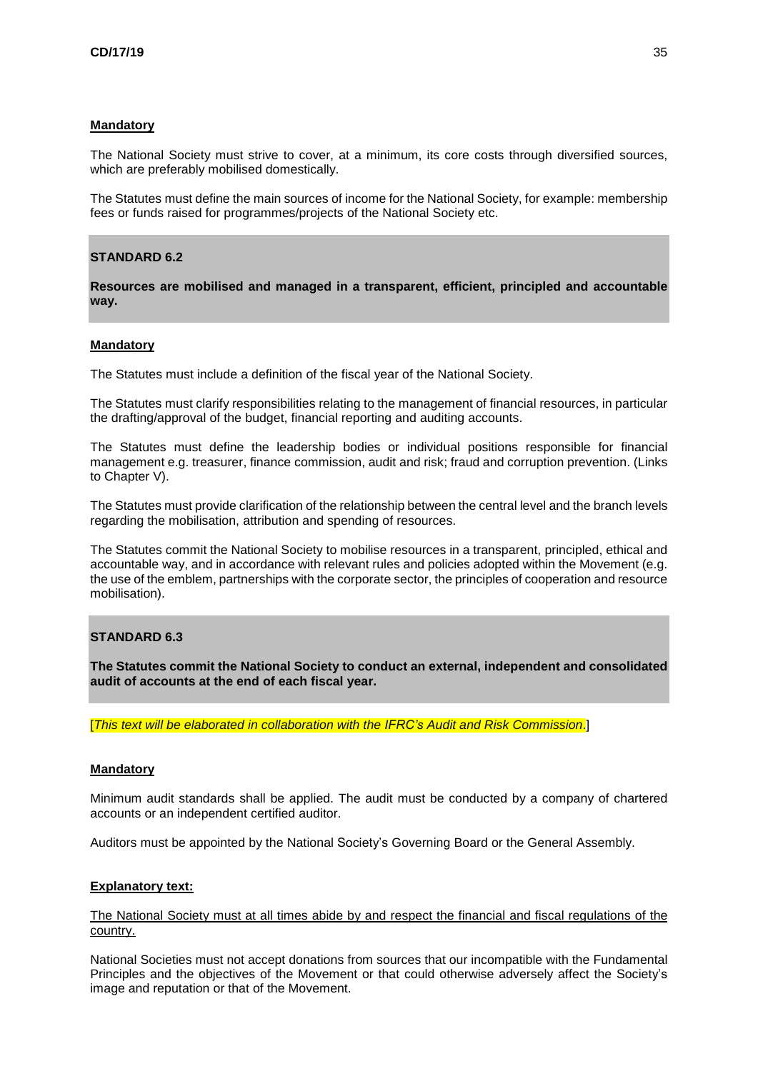**Mandatory**

The National Society must strive to cover, at a minimum, its core costs through diversified sources, which are preferably mobilised domestically.

The Statutes must define the main sources of income for the National Society, for example: membership fees or funds raised for programmes/projects of the National Society etc.

**STANDARD 6.2**

**Resources are mobilised and managed in a transparent, efficient, principled and accountable way.**

**Mandatory**

The Statutes must include a definition of the fiscal year of the National Society.

The Statutes must clarify responsibilities relating to the management of financial resources, in particular the drafting/approval of the budget, financial reporting and auditing accounts.

The Statutes must define the leadership bodies or individual positions responsible for financial management e.g. treasurer, finance commission, audit and risk; fraud and corruption prevention. (Links to Chapter V).

The Statutes must provide clarification of the relationship between the central level and the branch levels regarding the mobilisation, attribution and spending of resources.

The Statutes commit the National Society to mobilise resources in a transparent, principled, ethical and accountable way, and in accordance with relevant rules and policies adopted within the Movement (e.g. the use of the emblem, partnerships with the corporate sector, the principles of cooperation and resource mobilisation).

**STANDARD 6.3**

**The Statutes commit the National Society to conduct an external, independent and consolidated audit of accounts at the end of each fiscal year.**

[*This text will be elaborated in collaboration with the IFRC's Audit and Risk Commission.*]

**Mandatory**

Minimum audit standards shall be applied. The audit must be conducted by a company of chartered accounts or an independent certified auditor.

Auditors must be appointed by the National Society's Governing Board or the General Assembly.

**Explanatory text:**

The National Society must at all times abide by and respect the financial and fiscal regulations of the country.

National Societies must not accept donations from sources that our incompatible with the Fundamental Principles and the objectives of the Movement or that could otherwise adversely affect the Society's image and reputation or that of the Movement.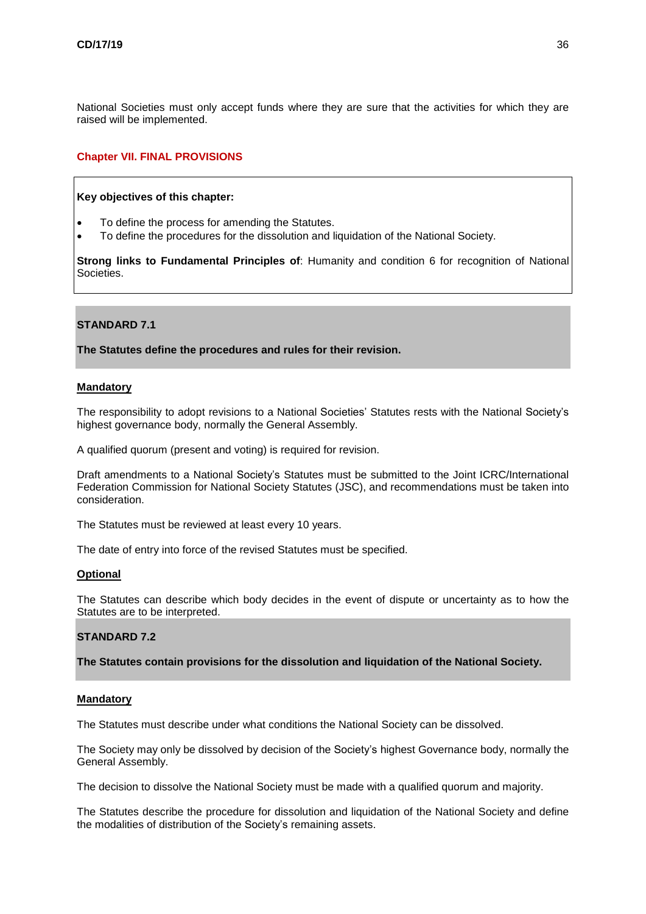National Societies must only accept funds where they are sure that the activities for which they are raised will be implemented.

## Chapter VII. FINAL PROVISIONS

**Key objectives of this chapter:**

- To define the process for amending the Statutes.
- To define the procedures for the dissolution and liquidation of the National Society.

**Strong links to Fundamental Principles of**: Humanity and condition 6 for recognition of National Societies.

### STANDARD 7.1

**The Statutes define the procedures and rules for their revision.**

**Mandatory**

The responsibility to adopt revisions to a National Societies' Statutes rests with the National Society's highest governance body, normally the General Assembly.

A qualified quorum (present and voting) is required for revision.

Draft amendments to a National Society's Statutes must be submitted to the Joint ICRC/International Federation Commission for National Society Statutes (JSC), and recommendations must be taken into consideration.

The Statutes must be reviewed at least every 10 years.

The date of entry into force of the revised Statutes must be specified.

**Optional**

The Statutes can describe which body decides in the event of dispute or uncertainty as to how the Statutes are to be interpreted.

### STANDARD 7.2

**The Statutes contain provisions for the dissolution and liquidation of the National Society.**

**Mandatory**

The Statutes must describe under what conditions the National Society can be dissolved.

The Society may only be dissolved by decision of the Society's highest Governance body, normally the General Assembly.

The decision to dissolve the National Society must be made with a qualified quorum and majority.

The Statutes describe the procedure for dissolution and liquidation of the National Society and define the modalities of distribution of the Society's remaining assets.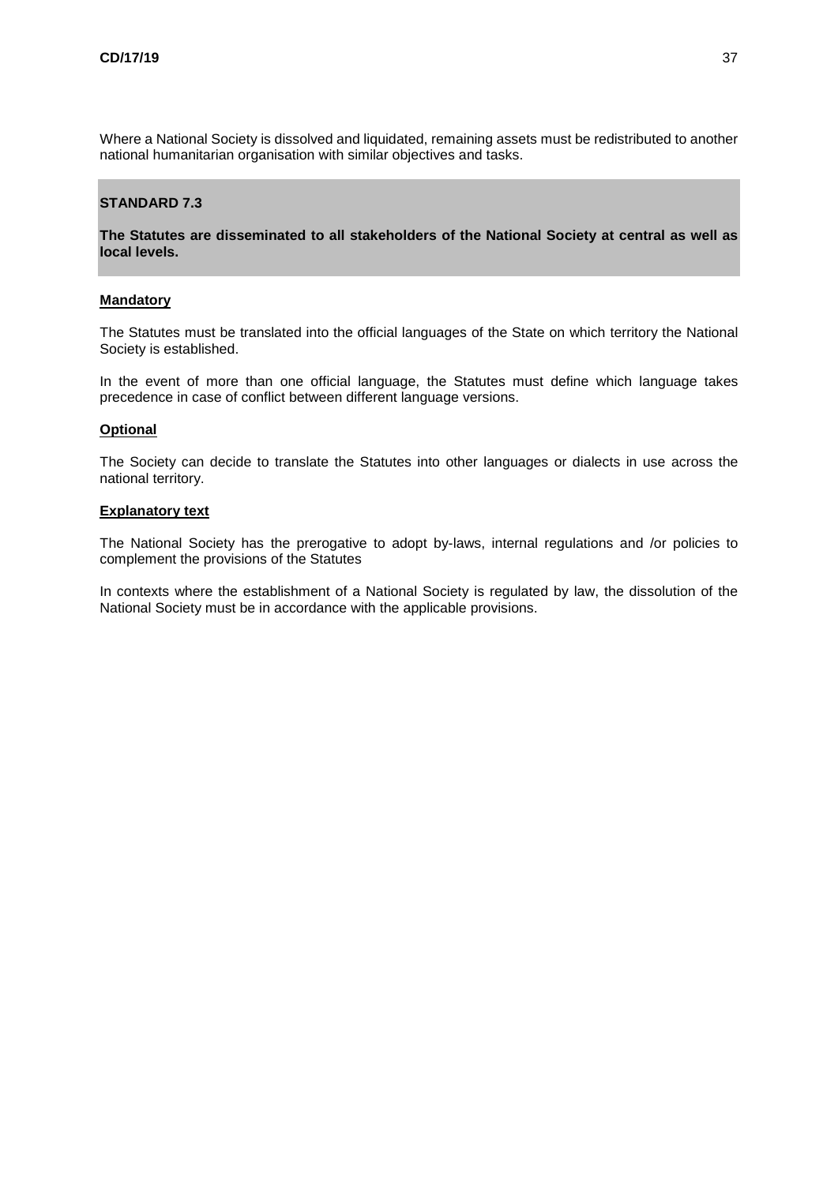Where a National Society is dissolved and liquidated, remaining assets must be redistributed to another national humanitarian organisation with similar objectives and tasks.

**STANDARD 7.3**

**The Statutes are disseminated to all stakeholders of the National Society at central as well as local levels.**

**Mandatory**

The Statutes must be translated into the official languages of the State on which territory the National Society is established.

In the event of more than one official language, the Statutes must define which language takes precedence in case of conflict between different language versions.

**Optional**

The Society can decide to translate the Statutes into other languages or dialects in use across the national territory.

**Explanatory text**

The National Society has the prerogative to adopt by-laws, internal regulations and /or policies to complement the provisions of the Statutes

In contexts where the establishment of a National Society is regulated by law, the dissolution of the National Society must be in accordance with the applicable provisions.